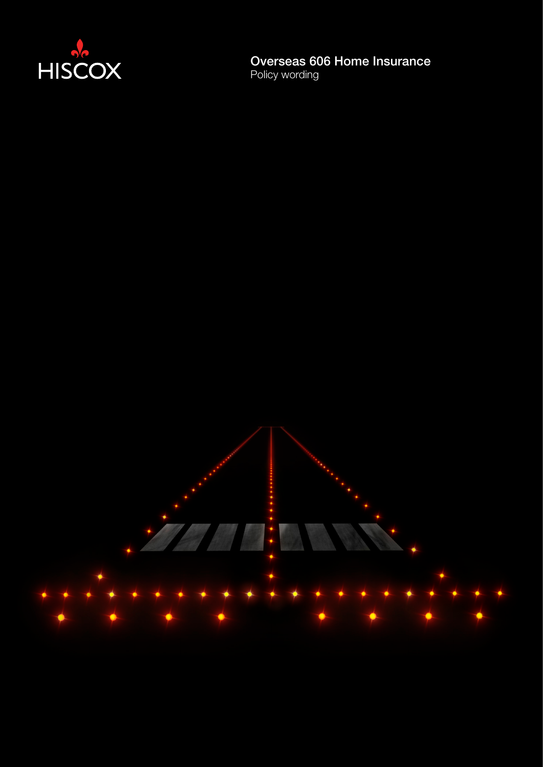HISCOX

# Overseas 606 Home Insurance

Policy wording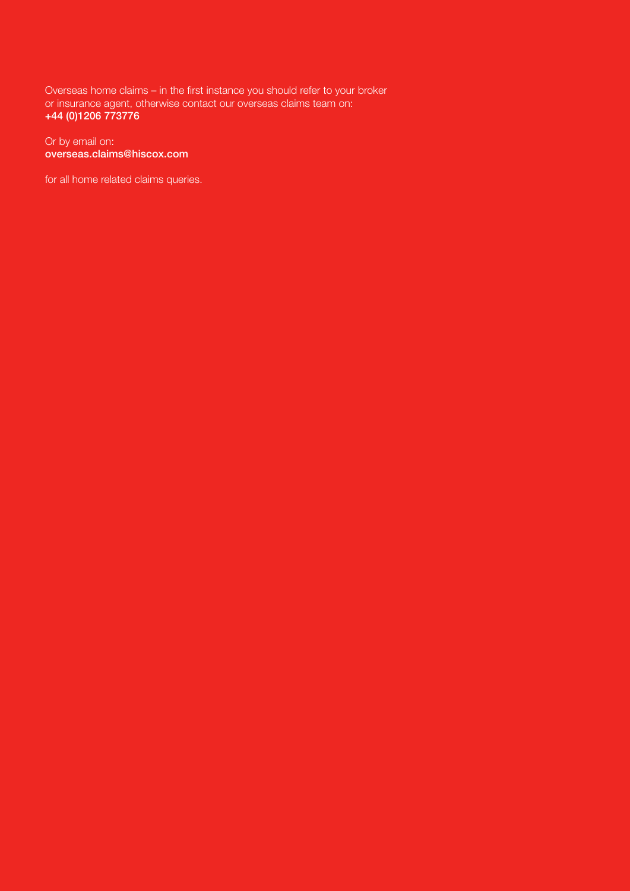Overseas home claims – in the first instance you should refer to your broker or insurance agent, otherwise contact our overseas claims team on:
**+44 (0)1206 773776**

Or by email on:
**overseas.claims@hiscox.com**

for all home related claims queries.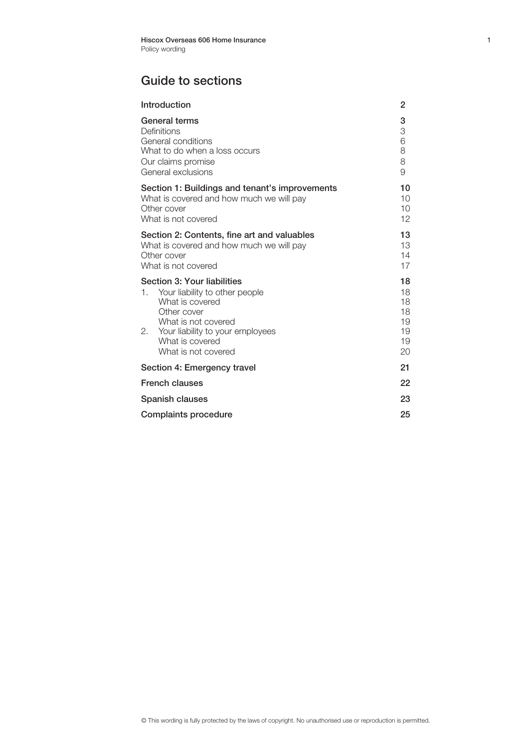## Guide to sections

| | |
|---|---|
| **Introduction** | **2** |
| **General terms** | **3** |
| Definitions | 3 |
| General conditions | 6 |
| What to do when a loss occurs | 8 |
| Our claims promise | 8 |
| General exclusions | 9 |
| **Section 1: Buildings and tenant's improvements** | **10** |
| What is covered and how much we will pay | 10 |
| Other cover | 10 |
| What is not covered | 12 |
| **Section 2: Contents, fine art and valuables** | **13** |
| What is covered and how much we will pay | 13 |
| Other cover | 14 |
| What is not covered | 17 |
| **Section 3: Your liabilities** | **18** |
| 1. Your liability to other people | 18 |
| What is covered | 18 |
| Other cover | 18 |
| What is not covered | 19 |
| 2. Your liability to your employees | 19 |
| What is covered | 19 |
| What is not covered | 20 |
| **Section 4: Emergency travel** | **21** |
| **French clauses** | **22** |
| **Spanish clauses** | **23** |
| **Complaints procedure** | **25** |

© This wording is fully protected by the laws of copyright. No unauthorised use or reproduction is permitted.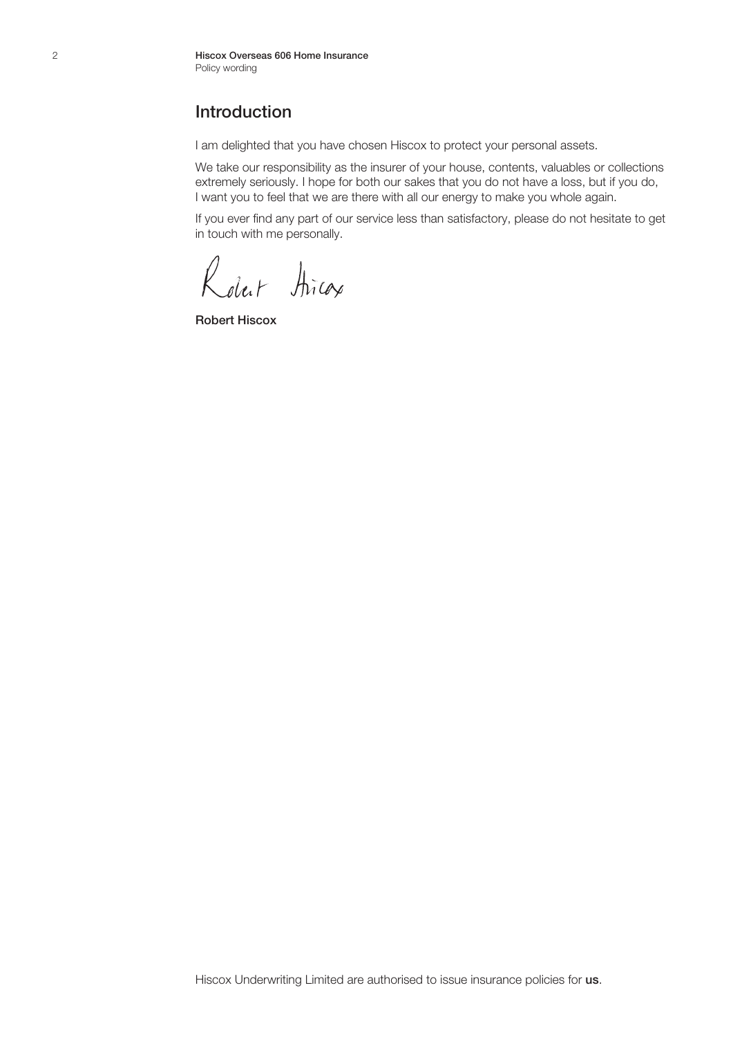## Introduction

I am delighted that you have chosen Hiscox to protect your personal assets.

We take our responsibility as the insurer of your house, contents, valuables or collections extremely seriously. I hope for both our sakes that you do not have a loss, but if you do, I want you to feel that we are there with all our energy to make you whole again.

If you ever find any part of our service less than satisfactory, please do not hesitate to get in touch with me personally.

Robert Hiscox

**Robert Hiscox**

Hiscox Underwriting Limited are authorised to issue insurance policies for **us**.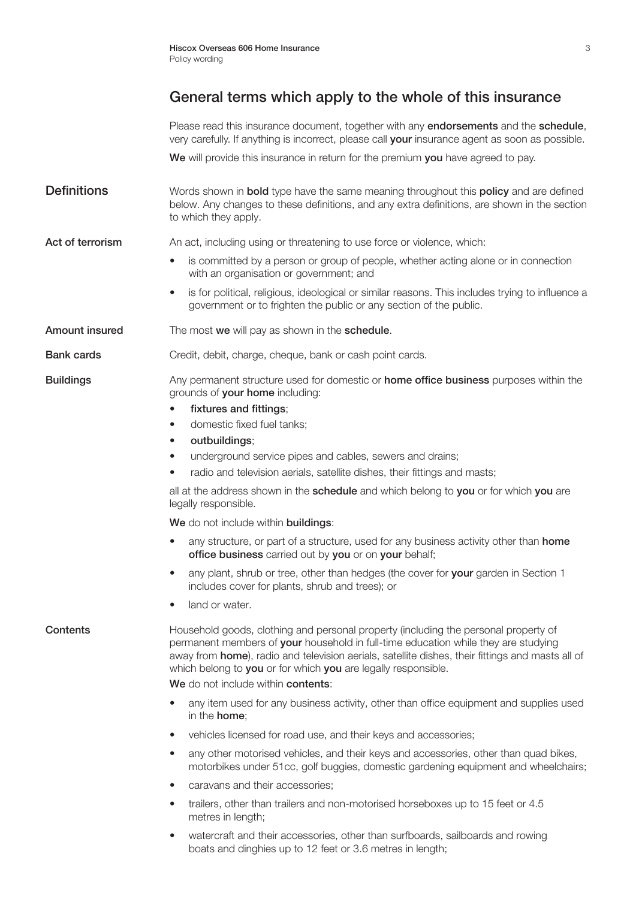## General terms which apply to the whole of this insurance

Please read this insurance document, together with any **endorsements** and the **schedule**, very carefully. If anything is incorrect, please call **your** insurance agent as soon as possible.

**We** will provide this insurance in return for the premium **you** have agreed to pay.

### Definitions

Words shown in **bold** type have the same meaning throughout this **policy** and are defined below. Any changes to these definitions, and any extra definitions, are shown in the section to which they apply.

**Act of terrorism**

An act, including using or threatening to use force or violence, which:

- is committed by a person or group of people, whether acting alone or in connection with an organisation or government; and
- is for political, religious, ideological or similar reasons. This includes trying to influence a government or to frighten the public or any section of the public.

**Amount insured**

The most **we** will pay as shown in the **schedule**.

**Bank cards**

Credit, debit, charge, cheque, bank or cash point cards.

**Buildings**

Any permanent structure used for domestic or **home office business** purposes within the grounds of **your home** including:

- **fixtures and fittings**;
- domestic fixed fuel tanks;
- **outbuildings**;
- underground service pipes and cables, sewers and drains;
- radio and television aerials, satellite dishes, their fittings and masts;

all at the address shown in the **schedule** and which belong to **you** or for which **you** are legally responsible.

**We** do not include within **buildings**:

- any structure, or part of a structure, used for any business activity other than **home office business** carried out by **you** or on **your** behalf;
- any plant, shrub or tree, other than hedges (the cover for **your** garden in Section 1 includes cover for plants, shrub and trees); or
- land or water.

**Contents**

Household goods, clothing and personal property (including the personal property of permanent members of **your** household in full-time education while they are studying away from **home**), radio and television aerials, satellite dishes, their fittings and masts all of which belong to **you** or for which **you** are legally responsible.

**We** do not include within **contents**:

- any item used for any business activity, other than office equipment and supplies used in the **home**;
- vehicles licensed for road use, and their keys and accessories;
- any other motorised vehicles, and their keys and accessories, other than quad bikes, motorbikes under 51cc, golf buggies, domestic gardening equipment and wheelchairs;
- caravans and their accessories;
- trailers, other than trailers and non-motorised horseboxes up to 15 feet or 4.5 metres in length;
- watercraft and their accessories, other than surfboards, sailboards and rowing boats and dinghies up to 12 feet or 3.6 metres in length;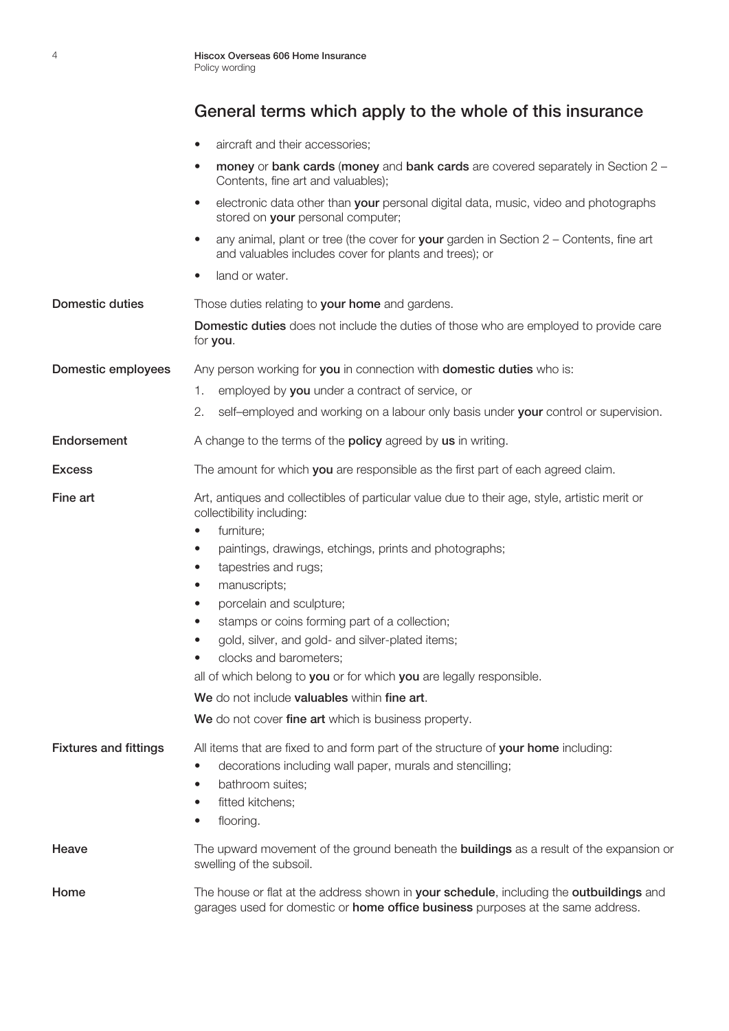## General terms which apply to the whole of this insurance

- aircraft and their accessories;
- **money** or **bank cards** (**money** and **bank cards** are covered separately in Section 2 – Contents, fine art and valuables);
- electronic data other than **your** personal digital data, music, video and photographs stored on **your** personal computer;
- any animal, plant or tree (the cover for **your** garden in Section 2 – Contents, fine art and valuables includes cover for plants and trees); or
- land or water.

**Domestic duties**

Those duties relating to **your home** and gardens.

**Domestic duties** does not include the duties of those who are employed to provide care for **you**.

**Domestic employees**

Any person working for **you** in connection with **domestic duties** who is:

1. employed by **you** under a contract of service, or
2. self–employed and working on a labour only basis under **your** control or supervision.

**Endorsement**

A change to the terms of the **policy** agreed by **us** in writing.

**Excess**

The amount for which **you** are responsible as the first part of each agreed claim.

**Fine art**

Art, antiques and collectibles of particular value due to their age, style, artistic merit or collectibility including:

- furniture;
- paintings, drawings, etchings, prints and photographs;
- tapestries and rugs;
- manuscripts;
- porcelain and sculpture;
- stamps or coins forming part of a collection;
- gold, silver, and gold- and silver-plated items;
- clocks and barometers;

all of which belong to **you** or for which **you** are legally responsible.

**We** do not include **valuables** within **fine art**.

**We** do not cover **fine art** which is business property.

**Fixtures and fittings**

All items that are fixed to and form part of the structure of **your home** including:

- decorations including wall paper, murals and stencilling;
- bathroom suites;
- fitted kitchens;
- flooring.

**Heave**

The upward movement of the ground beneath the **buildings** as a result of the expansion or swelling of the subsoil.

**Home**

The house or flat at the address shown in **your schedule**, including the **outbuildings** and garages used for domestic or **home office business** purposes at the same address.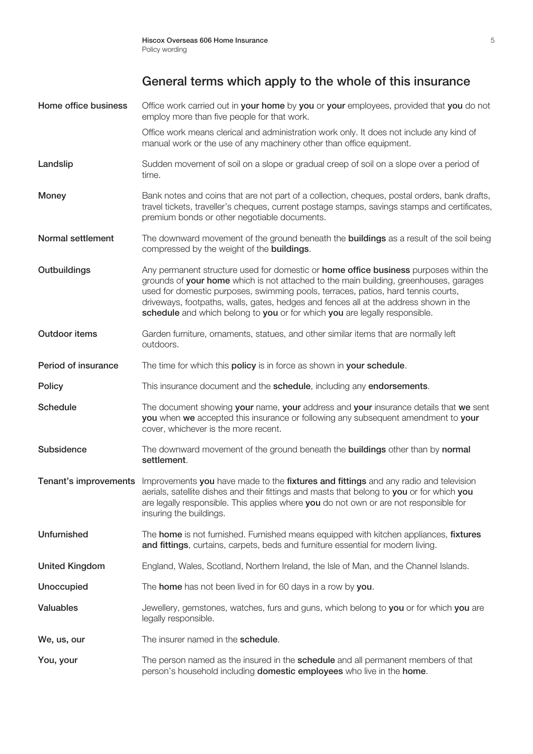## General terms which apply to the whole of this insurance

**Home office business** Office work carried out in **your home** by **you** or **your** employees, provided that **you** do not employ more than five people for that work.

Office work means clerical and administration work only. It does not include any kind of manual work or the use of any machinery other than office equipment.

**Landslip** Sudden movement of soil on a slope or gradual creep of soil on a slope over a period of time.

**Money** Bank notes and coins that are not part of a collection, cheques, postal orders, bank drafts, travel tickets, traveller's cheques, current postage stamps, savings stamps and certificates, premium bonds or other negotiable documents.

**Normal settlement** The downward movement of the ground beneath the **buildings** as a result of the soil being compressed by the weight of the **buildings**.

**Outbuildings** Any permanent structure used for domestic or **home office business** purposes within the grounds of **your home** which is not attached to the main building, greenhouses, garages used for domestic purposes, swimming pools, terraces, patios, hard tennis courts, driveways, footpaths, walls, gates, hedges and fences all at the address shown in the **schedule** and which belong to **you** or for which **you** are legally responsible.

**Outdoor items** Garden furniture, ornaments, statues, and other similar items that are normally left outdoors.

**Period of insurance** The time for which this **policy** is in force as shown in **your schedule**.

**Policy** This insurance document and the **schedule**, including any **endorsements**.

**Schedule** The document showing **your** name, **your** address and **your** insurance details that **we** sent **you** when **we** accepted this insurance or following any subsequent amendment to **your** cover, whichever is the more recent.

**Subsidence** The downward movement of the ground beneath the **buildings** other than by **normal settlement**.

**Tenant's improvements** Improvements **you** have made to the **fixtures and fittings** and any radio and television aerials, satellite dishes and their fittings and masts that belong to **you** or for which **you** are legally responsible. This applies where **you** do not own or are not responsible for insuring the buildings.

**Unfurnished** The **home** is not furnished. Furnished means equipped with kitchen appliances, **fixtures and fittings**, curtains, carpets, beds and furniture essential for modern living.

**United Kingdom** England, Wales, Scotland, Northern Ireland, the Isle of Man, and the Channel Islands.

**Unoccupied** The **home** has not been lived in for 60 days in a row by **you**.

**Valuables** Jewellery, gemstones, watches, furs and guns, which belong to **you** or for which **you** are legally responsible.

**We, us, our** The insurer named in the **schedule**.

**You, your** The person named as the insured in the **schedule** and all permanent members of that person's household including **domestic employees** who live in the **home**.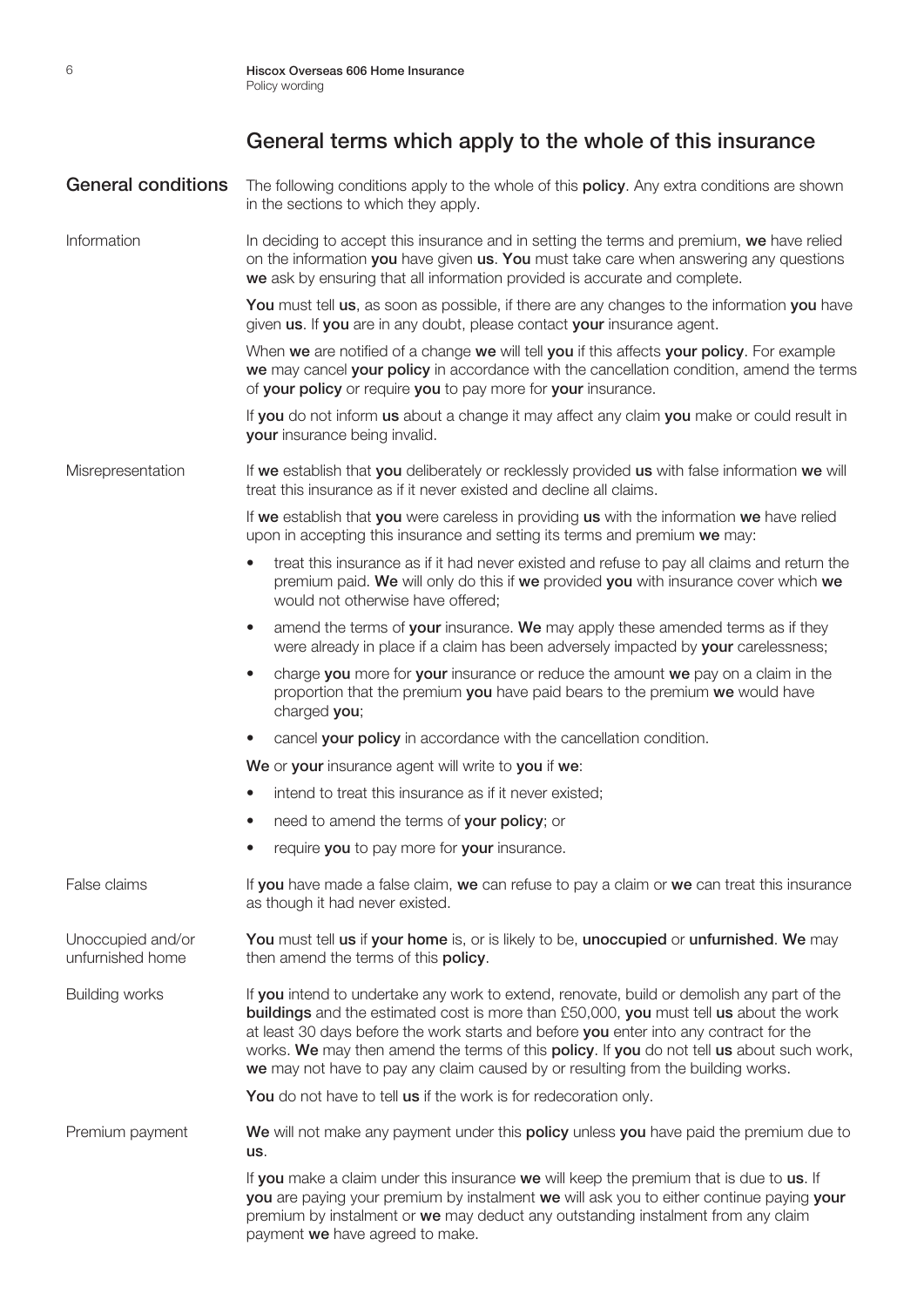## General terms which apply to the whole of this insurance

### General conditions

The following conditions apply to the whole of this **policy**. Any extra conditions are shown in the sections to which they apply.

#### Information

In deciding to accept this insurance and in setting the terms and premium, **we** have relied on the information **you** have given **us**. **You** must take care when answering any questions **we** ask by ensuring that all information provided is accurate and complete.

**You** must tell **us**, as soon as possible, if there are any changes to the information **you** have given **us**. If **you** are in any doubt, please contact **your** insurance agent.

When **we** are notified of a change **we** will tell **you** if this affects **your policy**. For example **we** may cancel **your policy** in accordance with the cancellation condition, amend the terms of **your policy** or require **you** to pay more for **your** insurance.

If **you** do not inform **us** about a change it may affect any claim **you** make or could result in **your** insurance being invalid.

#### Misrepresentation

If **we** establish that **you** deliberately or recklessly provided **us** with false information **we** will treat this insurance as if it never existed and decline all claims.

If **we** establish that **you** were careless in providing **us** with the information **we** have relied upon in accepting this insurance and setting its terms and premium **we** may:

- treat this insurance as if it had never existed and refuse to pay all claims and return the premium paid. **We** will only do this if **we** provided **you** with insurance cover which **we** would not otherwise have offered;
- amend the terms of **your** insurance. **We** may apply these amended terms as if they were already in place if a claim has been adversely impacted by **your** carelessness;
- charge **you** more for **your** insurance or reduce the amount **we** pay on a claim in the proportion that the premium **you** have paid bears to the premium **we** would have charged **you**;
- cancel **your policy** in accordance with the cancellation condition.

**We** or **your** insurance agent will write to **you** if **we**:

- intend to treat this insurance as if it never existed;
- need to amend the terms of **your policy**; or
- require **you** to pay more for **your** insurance.

#### False claims

If **you** have made a false claim, **we** can refuse to pay a claim or **we** can treat this insurance as though it had never existed.

#### Unoccupied and/or unfurnished home

**You** must tell **us** if **your home** is, or is likely to be, **unoccupied** or **unfurnished**. **We** may then amend the terms of this **policy**.

#### Building works

If **you** intend to undertake any work to extend, renovate, build or demolish any part of the **buildings** and the estimated cost is more than £50,000, **you** must tell **us** about the work at least 30 days before the work starts and before **you** enter into any contract for the works. **We** may then amend the terms of this **policy**. If **you** do not tell **us** about such work, **we** may not have to pay any claim caused by or resulting from the building works.

**You** do not have to tell **us** if the work is for redecoration only.

#### Premium payment

**We** will not make any payment under this **policy** unless **you** have paid the premium due to **us**.

If **you** make a claim under this insurance **we** will keep the premium that is due to **us**. If **you** are paying your premium by instalment **we** will ask you to either continue paying **your** premium by instalment or **we** may deduct any outstanding instalment from any claim payment **we** have agreed to make.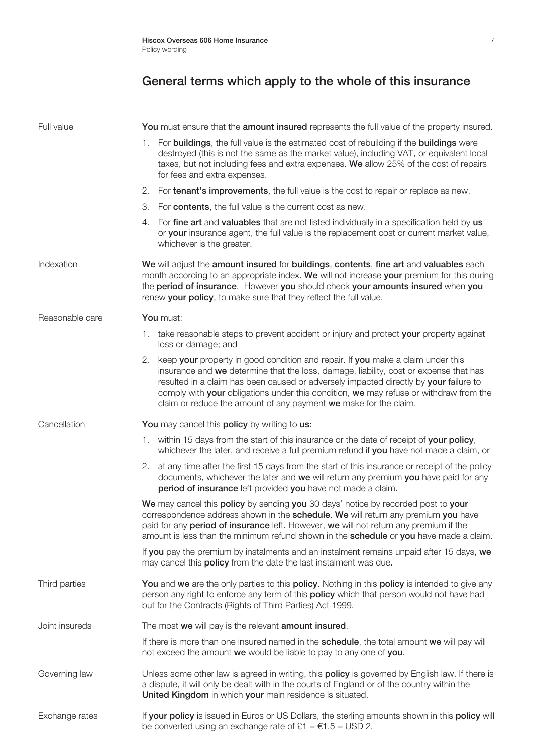## General terms which apply to the whole of this insurance

**Full value**

**You** must ensure that the **amount insured** represents the full value of the property insured.

1. For **buildings**, the full value is the estimated cost of rebuilding if the **buildings** were destroyed (this is not the same as the market value), including VAT, or equivalent local taxes, but not including fees and extra expenses. **We** allow 25% of the cost of repairs for fees and extra expenses.
2. For **tenant's improvements**, the full value is the cost to repair or replace as new.
3. For **contents**, the full value is the current cost as new.
4. For **fine art** and **valuables** that are not listed individually in a specification held by **us** or **your** insurance agent, the full value is the replacement cost or current market value, whichever is the greater.

**Indexation**

**We** will adjust the **amount insured** for **buildings**, **contents**, **fine art** and **valuables** each month according to an appropriate index. **We** will not increase **your** premium for this during the **period of insurance**. However **you** should check **your amounts insured** when **you** renew **your policy**, to make sure that they reflect the full value.

**Reasonable care**

**You** must:

1. take reasonable steps to prevent accident or injury and protect **your** property against loss or damage; and
2. keep **your** property in good condition and repair. If **you** make a claim under this insurance and **we** determine that the loss, damage, liability, cost or expense that has resulted in a claim has been caused or adversely impacted directly by **your** failure to comply with **your** obligations under this condition, **we** may refuse or withdraw from the claim or reduce the amount of any payment **we** make for the claim.

**Cancellation**

**You** may cancel this **policy** by writing to **us**:

1. within 15 days from the start of this insurance or the date of receipt of **your policy**, whichever the later, and receive a full premium refund if **you** have not made a claim, or
2. at any time after the first 15 days from the start of this insurance or receipt of the policy documents, whichever the later and **we** will return any premium **you** have paid for any **period of insurance** left provided **you** have not made a claim.

**We** may cancel this **policy** by sending **you** 30 days' notice by recorded post to **your** correspondence address shown in the **schedule**. **We** will return any premium **you** have paid for any **period of insurance** left. However, **we** will not return any premium if the amount is less than the minimum refund shown in the **schedule** or **you** have made a claim.

If **you** pay the premium by instalments and an instalment remains unpaid after 15 days, **we** may cancel this **policy** from the date the last instalment was due.

**Third parties**

**You** and **we** are the only parties to this **policy**. Nothing in this **policy** is intended to give any person any right to enforce any term of this **policy** which that person would not have had but for the Contracts (Rights of Third Parties) Act 1999.

**Joint insureds**

The most **we** will pay is the relevant **amount insured**.

If there is more than one insured named in the **schedule**, the total amount **we** will pay will not exceed the amount **we** would be liable to pay to any one of **you**.

**Governing law**

Unless some other law is agreed in writing, this **policy** is governed by English law. If there is a dispute, it will only be dealt with in the courts of England or of the country within the **United Kingdom** in which **your** main residence is situated.

**Exchange rates**

If **your policy** is issued in Euros or US Dollars, the sterling amounts shown in this **policy** will be converted using an exchange rate of £1 = €1.5 = USD 2.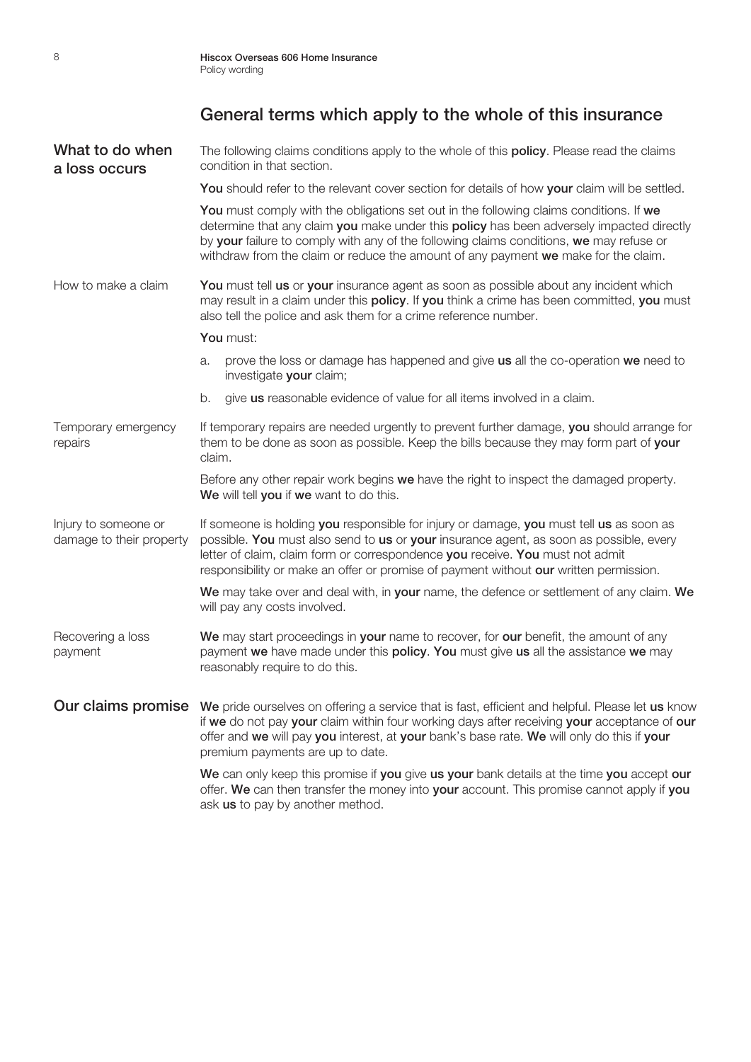## General terms which apply to the whole of this insurance

### What to do when a loss occurs

The following claims conditions apply to the whole of this **policy**. Please read the claims condition in that section.

**You** should refer to the relevant cover section for details of how **your** claim will be settled.

**You** must comply with the obligations set out in the following claims conditions. If **we** determine that any claim **you** make under this **policy** has been adversely impacted directly by **your** failure to comply with any of the following claims conditions, **we** may refuse or withdraw from the claim or reduce the amount of any payment **we** make for the claim.

#### How to make a claim

**You** must tell **us** or **your** insurance agent as soon as possible about any incident which may result in a claim under this **policy**. If **you** think a crime has been committed, **you** must also tell the police and ask them for a crime reference number.

**You** must:

a. prove the loss or damage has happened and give **us** all the co-operation **we** need to investigate **your** claim;

b. give **us** reasonable evidence of value for all items involved in a claim.

#### Temporary emergency repairs

If temporary repairs are needed urgently to prevent further damage, **you** should arrange for them to be done as soon as possible. Keep the bills because they may form part of **your** claim.

Before any other repair work begins **we** have the right to inspect the damaged property. **We** will tell **you** if **we** want to do this.

#### Injury to someone or damage to their property

If someone is holding **you** responsible for injury or damage, **you** must tell **us** as soon as possible. **You** must also send to **us** or **your** insurance agent, as soon as possible, every letter of claim, claim form or correspondence **you** receive. **You** must not admit responsibility or make an offer or promise of payment without **our** written permission.

**We** may take over and deal with, in **your** name, the defence or settlement of any claim. **We** will pay any costs involved.

#### Recovering a loss payment

**We** may start proceedings in **your** name to recover, for **our** benefit, the amount of any payment **we** have made under this **policy**. **You** must give **us** all the assistance **we** may reasonably require to do this.

### Our claims promise

**We** pride ourselves on offering a service that is fast, efficient and helpful. Please let **us** know if **we** do not pay **your** claim within four working days after receiving **your** acceptance of **our** offer and **we** will pay **you** interest, at **your** bank's base rate. **We** will only do this if **your** premium payments are up to date.

**We** can only keep this promise if **you** give **us your** bank details at the time **you** accept **our** offer. **We** can then transfer the money into **your** account. This promise cannot apply if **you** ask **us** to pay by another method.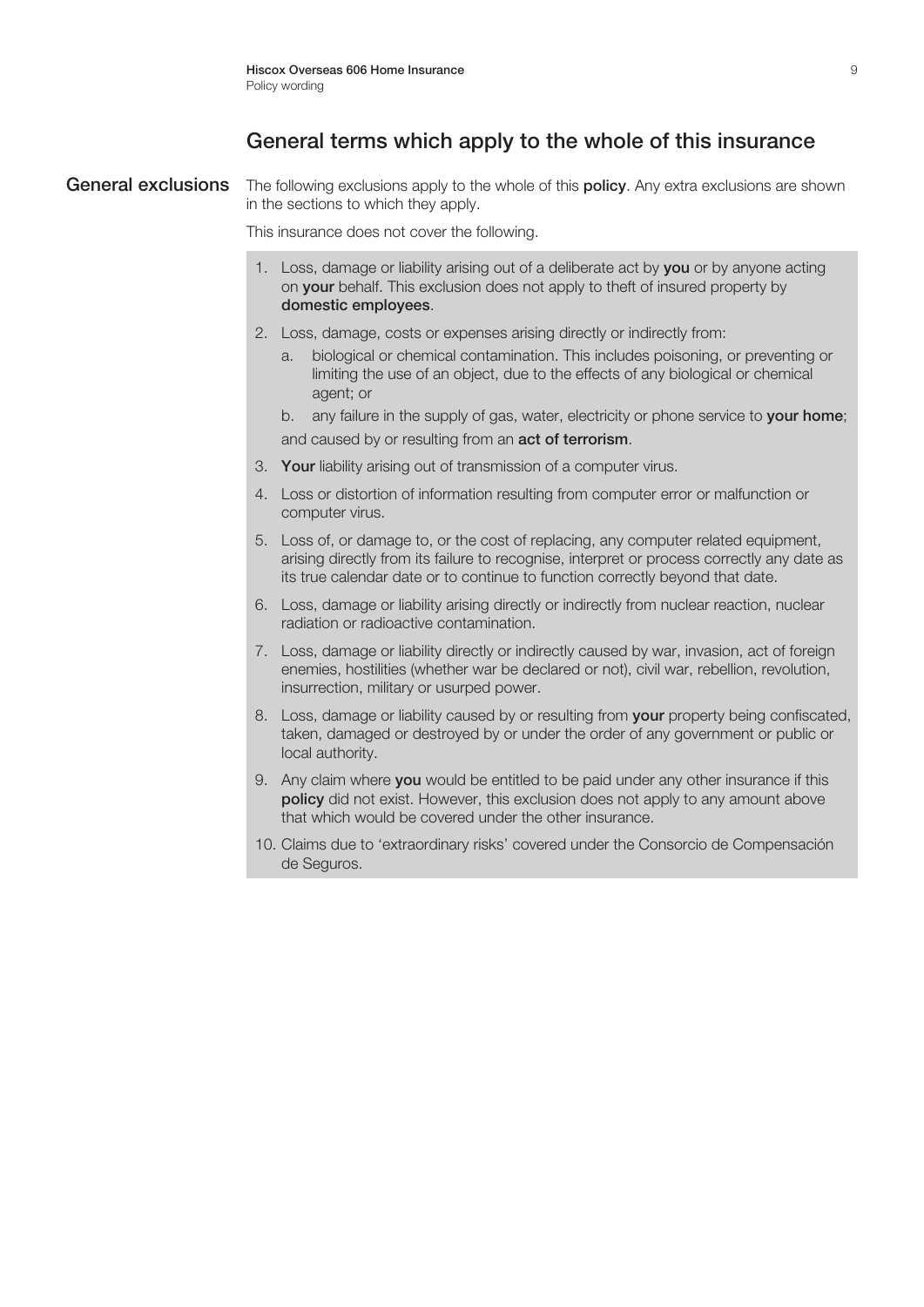## General terms which apply to the whole of this insurance

### General exclusions

The following exclusions apply to the whole of this **policy**. Any extra exclusions are shown in the sections to which they apply.

This insurance does not cover the following.

1. Loss, damage or liability arising out of a deliberate act by **you** or by anyone acting on **your** behalf. This exclusion does not apply to theft of insured property by **domestic employees**.
2. Loss, damage, costs or expenses arising directly or indirectly from:
   a. biological or chemical contamination. This includes poisoning, or preventing or limiting the use of an object, due to the effects of any biological or chemical agent; or
   b. any failure in the supply of gas, water, electricity or phone service to **your home**;

   and caused by or resulting from an **act of terrorism**.
3. **Your** liability arising out of transmission of a computer virus.
4. Loss or distortion of information resulting from computer error or malfunction or computer virus.
5. Loss of, or damage to, or the cost of replacing, any computer related equipment, arising directly from its failure to recognise, interpret or process correctly any date as its true calendar date or to continue to function correctly beyond that date.
6. Loss, damage or liability arising directly or indirectly from nuclear reaction, nuclear radiation or radioactive contamination.
7. Loss, damage or liability directly or indirectly caused by war, invasion, act of foreign enemies, hostilities (whether war be declared or not), civil war, rebellion, revolution, insurrection, military or usurped power.
8. Loss, damage or liability caused by or resulting from **your** property being confiscated, taken, damaged or destroyed by or under the order of any government or public or local authority.
9. Any claim where **you** would be entitled to be paid under any other insurance if this **policy** did not exist. However, this exclusion does not apply to any amount above that which would be covered under the other insurance.
10. Claims due to 'extraordinary risks' covered under the Consorcio de Compensación de Seguros.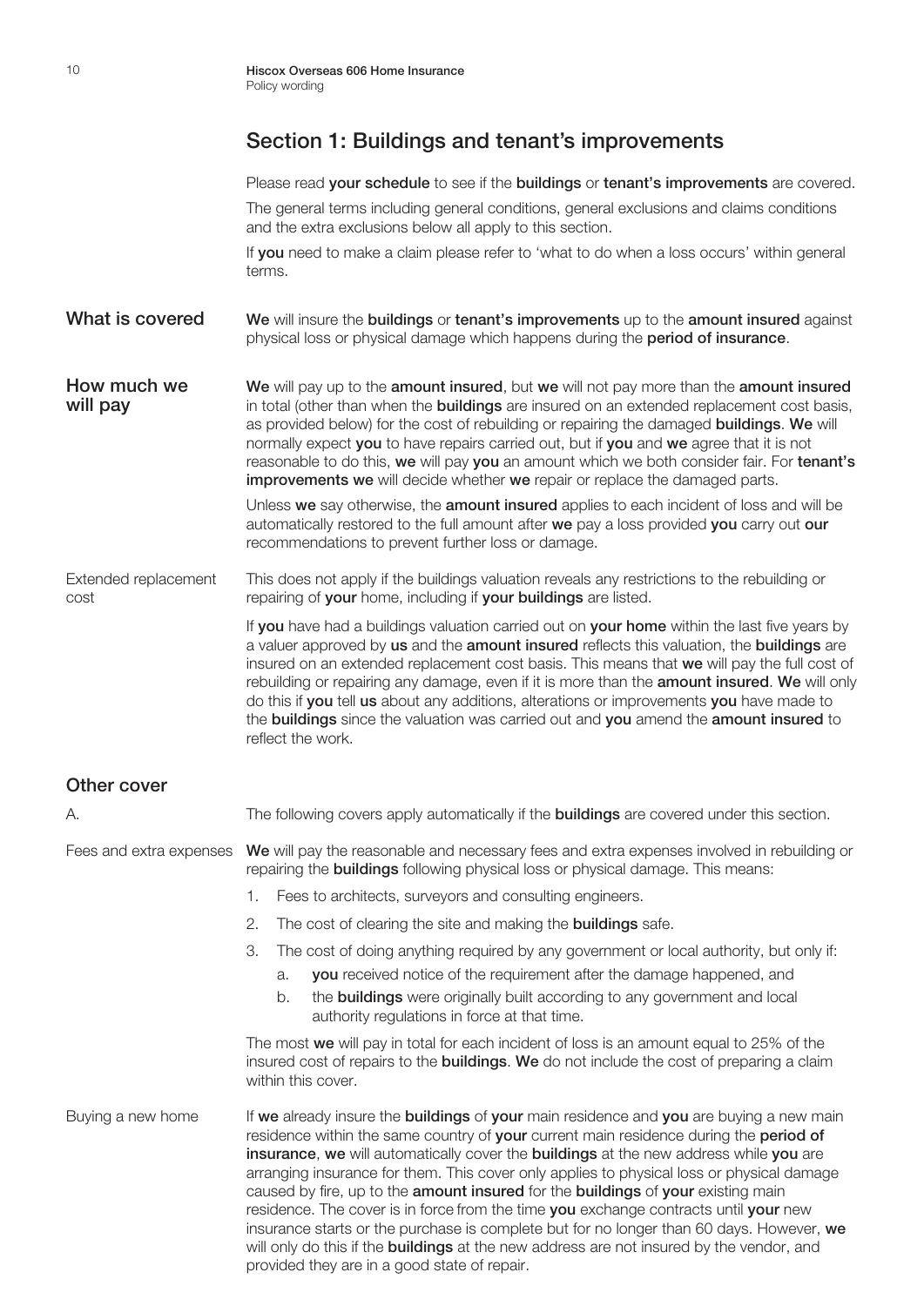## Section 1: Buildings and tenant's improvements

Please read **your schedule** to see if the **buildings** or **tenant's improvements** are covered.

The general terms including general conditions, general exclusions and claims conditions and the extra exclusions below all apply to this section.

If **you** need to make a claim please refer to 'what to do when a loss occurs' within general terms.

### What is covered

**We** will insure the **buildings** or **tenant's improvements** up to the **amount insured** against physical loss or physical damage which happens during the **period of insurance**.

### How much we will pay

**We** will pay up to the **amount insured**, but **we** will not pay more than the **amount insured** in total (other than when the **buildings** are insured on an extended replacement cost basis, as provided below) for the cost of rebuilding or repairing the damaged **buildings**. **We** will normally expect **you** to have repairs carried out, but if **you** and **we** agree that it is not reasonable to do this, **we** will pay **you** an amount which we both consider fair. For **tenant's improvements we** will decide whether **we** repair or replace the damaged parts.

Unless **we** say otherwise, the **amount insured** applies to each incident of loss and will be automatically restored to the full amount after **we** pay a loss provided **you** carry out **our** recommendations to prevent further loss or damage.

#### Extended replacement cost

This does not apply if the buildings valuation reveals any restrictions to the rebuilding or repairing of **your** home, including if **your buildings** are listed.

If **you** have had a buildings valuation carried out on **your home** within the last five years by a valuer approved by **us** and the **amount insured** reflects this valuation, the **buildings** are insured on an extended replacement cost basis. This means that **we** will pay the full cost of rebuilding or repairing any damage, even if it is more than the **amount insured**. **We** will only do this if **you** tell **us** about any additions, alterations or improvements **you** have made to the **buildings** since the valuation was carried out and **you** amend the **amount insured** to reflect the work.

### Other cover

A. The following covers apply automatically if the **buildings** are covered under this section.

#### Fees and extra expenses

**We** will pay the reasonable and necessary fees and extra expenses involved in rebuilding or repairing the **buildings** following physical loss or physical damage. This means:

1. Fees to architects, surveyors and consulting engineers.
2. The cost of clearing the site and making the **buildings** safe.
3. The cost of doing anything required by any government or local authority, but only if:
   a. **you** received notice of the requirement after the damage happened, and
   b. the **buildings** were originally built according to any government and local authority regulations in force at that time.

The most **we** will pay in total for each incident of loss is an amount equal to 25% of the insured cost of repairs to the **buildings**. **We** do not include the cost of preparing a claim within this cover.

#### Buying a new home

If **we** already insure the **buildings** of **your** main residence and **you** are buying a new main residence within the same country of **your** current main residence during the **period of insurance**, **we** will automatically cover the **buildings** at the new address while **you** are arranging insurance for them. This cover only applies to physical loss or physical damage caused by fire, up to the **amount insured** for the **buildings** of **your** existing main residence. The cover is in force from the time **you** exchange contracts until **your** new insurance starts or the purchase is complete but for no longer than 60 days. However, **we** will only do this if the **buildings** at the new address are not insured by the vendor, and provided they are in a good state of repair.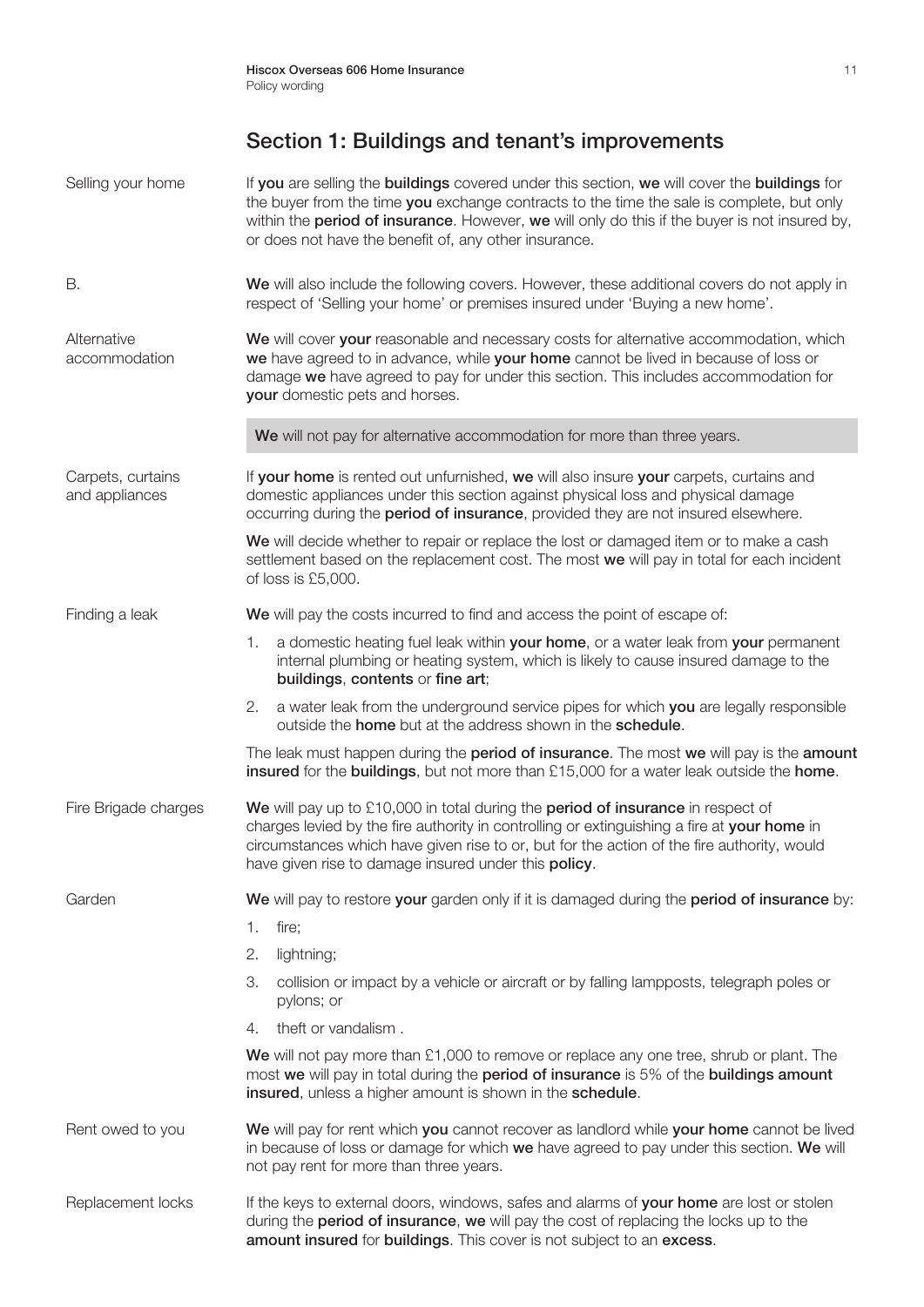## Section 1: Buildings and tenant's improvements

**Selling your home**

If **you** are selling the **buildings** covered under this section, **we** will cover the **buildings** for the buyer from the time **you** exchange contracts to the time the sale is complete, but only within the **period of insurance**. However, **we** will only do this if the buyer is not insured by, or does not have the benefit of, any other insurance.

**B.**

**We** will also include the following covers. However, these additional covers do not apply in respect of 'Selling your home' or premises insured under 'Buying a new home'.

**Alternative accommodation**

**We** will cover **your** reasonable and necessary costs for alternative accommodation, which **we** have agreed to in advance, while **your home** cannot be lived in because of loss or damage **we** have agreed to pay for under this section. This includes accommodation for **your** domestic pets and horses.

**We** will not pay for alternative accommodation for more than three years.

**Carpets, curtains and appliances**

If **your home** is rented out unfurnished, **we** will also insure **your** carpets, curtains and domestic appliances under this section against physical loss and physical damage occurring during the **period of insurance**, provided they are not insured elsewhere.

**We** will decide whether to repair or replace the lost or damaged item or to make a cash settlement based on the replacement cost. The most **we** will pay in total for each incident of loss is £5,000.

**Finding a leak**

**We** will pay the costs incurred to find and access the point of escape of:

1. a domestic heating fuel leak within **your home**, or a water leak from **your** permanent internal plumbing or heating system, which is likely to cause insured damage to the **buildings**, **contents** or **fine art**;
2. a water leak from the underground service pipes for which **you** are legally responsible outside the **home** but at the address shown in the **schedule**.

The leak must happen during the **period of insurance**. The most **we** will pay is the **amount insured** for the **buildings**, but not more than £15,000 for a water leak outside the **home**.

**Fire Brigade charges**

**We** will pay up to £10,000 in total during the **period of insurance** in respect of charges levied by the fire authority in controlling or extinguishing a fire at **your home** in circumstances which have given rise to or, but for the action of the fire authority, would have given rise to damage insured under this **policy**.

**Garden**

**We** will pay to restore **your** garden only if it is damaged during the **period of insurance** by:

1. fire;
2. lightning;
3. collision or impact by a vehicle or aircraft or by falling lampposts, telegraph poles or pylons; or
4. theft or vandalism .

**We** will not pay more than £1,000 to remove or replace any one tree, shrub or plant. The most **we** will pay in total during the **period of insurance** is 5% of the **buildings amount insured**, unless a higher amount is shown in the **schedule**.

**Rent owed to you**

**We** will pay for rent which **you** cannot recover as landlord while **your home** cannot be lived in because of loss or damage for which **we** have agreed to pay under this section. **We** will not pay rent for more than three years.

**Replacement locks**

If the keys to external doors, windows, safes and alarms of **your home** are lost or stolen during the **period of insurance**, **we** will pay the cost of replacing the locks up to the **amount insured** for **buildings**. This cover is not subject to an **excess**.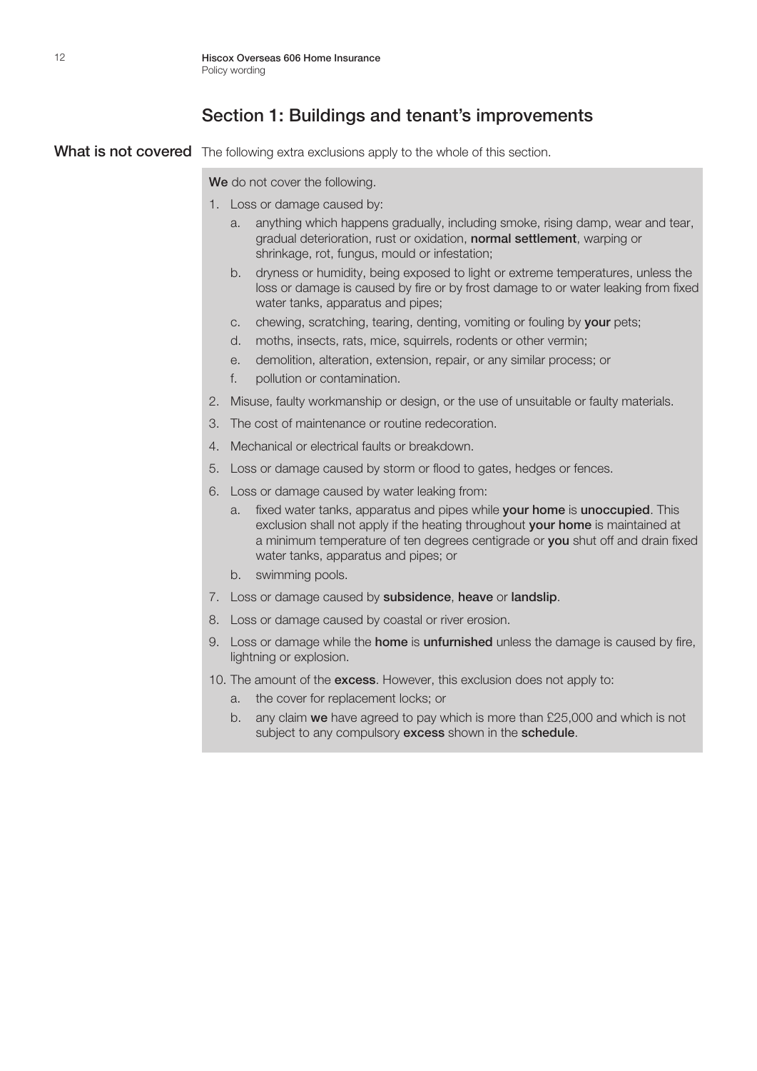## Section 1: Buildings and tenant's improvements

### What is not covered

The following extra exclusions apply to the whole of this section.

**We** do not cover the following.

1. Loss or damage caused by:
   a. anything which happens gradually, including smoke, rising damp, wear and tear, gradual deterioration, rust or oxidation, **normal settlement**, warping or shrinkage, rot, fungus, mould or infestation;
   b. dryness or humidity, being exposed to light or extreme temperatures, unless the loss or damage is caused by fire or by frost damage to or water leaking from fixed water tanks, apparatus and pipes;
   c. chewing, scratching, tearing, denting, vomiting or fouling by **your** pets;
   d. moths, insects, rats, mice, squirrels, rodents or other vermin;
   e. demolition, alteration, extension, repair, or any similar process; or
   f. pollution or contamination.
2. Misuse, faulty workmanship or design, or the use of unsuitable or faulty materials.
3. The cost of maintenance or routine redecoration.
4. Mechanical or electrical faults or breakdown.
5. Loss or damage caused by storm or flood to gates, hedges or fences.
6. Loss or damage caused by water leaking from:
   a. fixed water tanks, apparatus and pipes while **your home** is **unoccupied**. This exclusion shall not apply if the heating throughout **your home** is maintained at a minimum temperature of ten degrees centigrade or **you** shut off and drain fixed water tanks, apparatus and pipes; or
   b. swimming pools.
7. Loss or damage caused by **subsidence**, **heave** or **landslip**.
8. Loss or damage caused by coastal or river erosion.
9. Loss or damage while the **home** is **unfurnished** unless the damage is caused by fire, lightning or explosion.
10. The amount of the **excess**. However, this exclusion does not apply to:
    a. the cover for replacement locks; or
    b. any claim **we** have agreed to pay which is more than £25,000 and which is not subject to any compulsory **excess** shown in the **schedule**.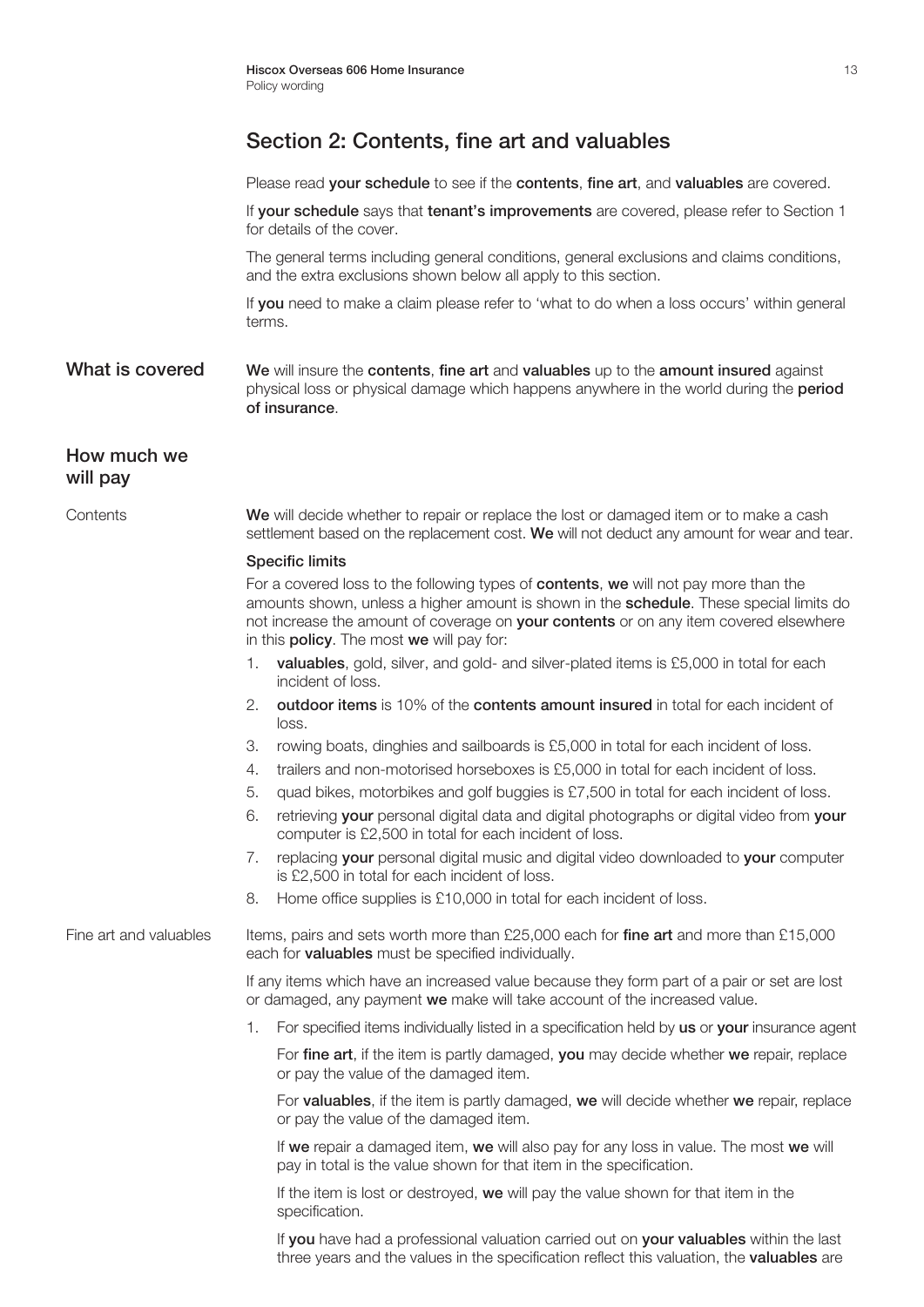## Section 2: Contents, fine art and valuables

Please read **your schedule** to see if the **contents**, **fine art**, and **valuables** are covered.

If **your schedule** says that **tenant's improvements** are covered, please refer to Section 1 for details of the cover.

The general terms including general conditions, general exclusions and claims conditions, and the extra exclusions shown below all apply to this section.

If **you** need to make a claim please refer to 'what to do when a loss occurs' within general terms.

### What is covered

**We** will insure the **contents**, **fine art** and **valuables** up to the **amount insured** against physical loss or physical damage which happens anywhere in the world during the **period of insurance**.

### How much we will pay

#### Contents

**We** will decide whether to repair or replace the lost or damaged item or to make a cash settlement based on the replacement cost. **We** will not deduct any amount for wear and tear.

**Specific limits**

For a covered loss to the following types of **contents**, **we** will not pay more than the amounts shown, unless a higher amount is shown in the **schedule**. These special limits do not increase the amount of coverage on **your contents** or on any item covered elsewhere in this **policy**. The most **we** will pay for:

1. **valuables**, gold, silver, and gold- and silver-plated items is £5,000 in total for each incident of loss.
2. **outdoor items** is 10% of the **contents amount insured** in total for each incident of loss.
3. rowing boats, dinghies and sailboards is £5,000 in total for each incident of loss.
4. trailers and non-motorised horseboxes is £5,000 in total for each incident of loss.
5. quad bikes, motorbikes and golf buggies is £7,500 in total for each incident of loss.
6. retrieving **your** personal digital data and digital photographs or digital video from **your** computer is £2,500 in total for each incident of loss.
7. replacing **your** personal digital music and digital video downloaded to **your** computer is £2,500 in total for each incident of loss.
8. Home office supplies is £10,000 in total for each incident of loss.

#### Fine art and valuables

Items, pairs and sets worth more than £25,000 each for **fine art** and more than £15,000 each for **valuables** must be specified individually.

If any items which have an increased value because they form part of a pair or set are lost or damaged, any payment **we** make will take account of the increased value.

1. For specified items individually listed in a specification held by **us** or **your** insurance agent

   For **fine art**, if the item is partly damaged, **you** may decide whether **we** repair, replace or pay the value of the damaged item.

   For **valuables**, if the item is partly damaged, **we** will decide whether **we** repair, replace or pay the value of the damaged item.

   If **we** repair a damaged item, **we** will also pay for any loss in value. The most **we** will pay in total is the value shown for that item in the specification.

   If the item is lost or destroyed, **we** will pay the value shown for that item in the specification.

   If **you** have had a professional valuation carried out on **your valuables** within the last three years and the values in the specification reflect this valuation, the **valuables** are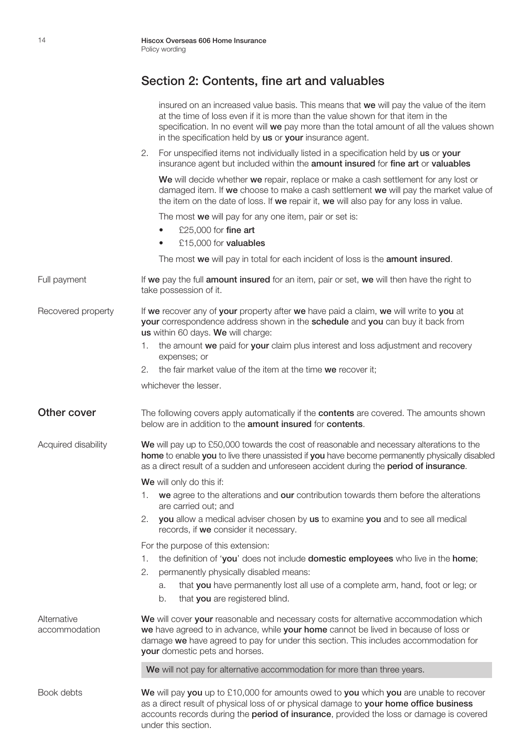## Section 2: Contents, fine art and valuables

insured on an increased value basis. This means that **we** will pay the value of the item at the time of loss even if it is more than the value shown for that item in the specification. In no event will **we** pay more than the total amount of all the values shown in the specification held by **us** or **your** insurance agent.

2. For unspecified items not individually listed in a specification held by **us** or **your** insurance agent but included within the **amount insured** for **fine art** or **valuables**

   **We** will decide whether **we** repair, replace or make a cash settlement for any lost or damaged item. If **we** choose to make a cash settlement **we** will pay the market value of the item on the date of loss. If **we** repair it, **we** will also pay for any loss in value.

   The most **we** will pay for any one item, pair or set is:

   - £25,000 for **fine art**
   - £15,000 for **valuables**

   The most **we** will pay in total for each incident of loss is the **amount insured**.

Full payment

If **we** pay the full **amount insured** for an item, pair or set, **we** will then have the right to take possession of it.

Recovered property

If **we** recover any of **your** property after **we** have paid a claim, **we** will write to **you** at **your** correspondence address shown in the **schedule** and **you** can buy it back from **us** within 60 days. **We** will charge:

1. the amount **we** paid for **your** claim plus interest and loss adjustment and recovery expenses; or
2. the fair market value of the item at the time **we** recover it;

whichever the lesser.

### Other cover

The following covers apply automatically if the **contents** are covered. The amounts shown below are in addition to the **amount insured** for **contents**.

Acquired disability

**We** will pay up to £50,000 towards the cost of reasonable and necessary alterations to the **home** to enable **you** to live there unassisted if **you** have become permanently physically disabled as a direct result of a sudden and unforeseen accident during the **period of insurance**.

**We** will only do this if:

1. **we** agree to the alterations and **our** contribution towards them before the alterations are carried out; and
2. **you** allow a medical adviser chosen by **us** to examine **you** and to see all medical records, if **we** consider it necessary.

For the purpose of this extension:

1. the definition of '**you**' does not include **domestic employees** who live in the **home**;
2. permanently physically disabled means:
   a. that **you** have permanently lost all use of a complete arm, hand, foot or leg; or
   b. that **you** are registered blind.

Alternative accommodation

**We** will cover **your** reasonable and necessary costs for alternative accommodation which **we** have agreed to in advance, while **your home** cannot be lived in because of loss or damage **we** have agreed to pay for under this section. This includes accommodation for **your** domestic pets and horses.

**We** will not pay for alternative accommodation for more than three years.

Book debts

**We** will pay **you** up to £10,000 for amounts owed to **you** which **you** are unable to recover as a direct result of physical loss of or physical damage to **your home office business** accounts records during the **period of insurance**, provided the loss or damage is covered under this section.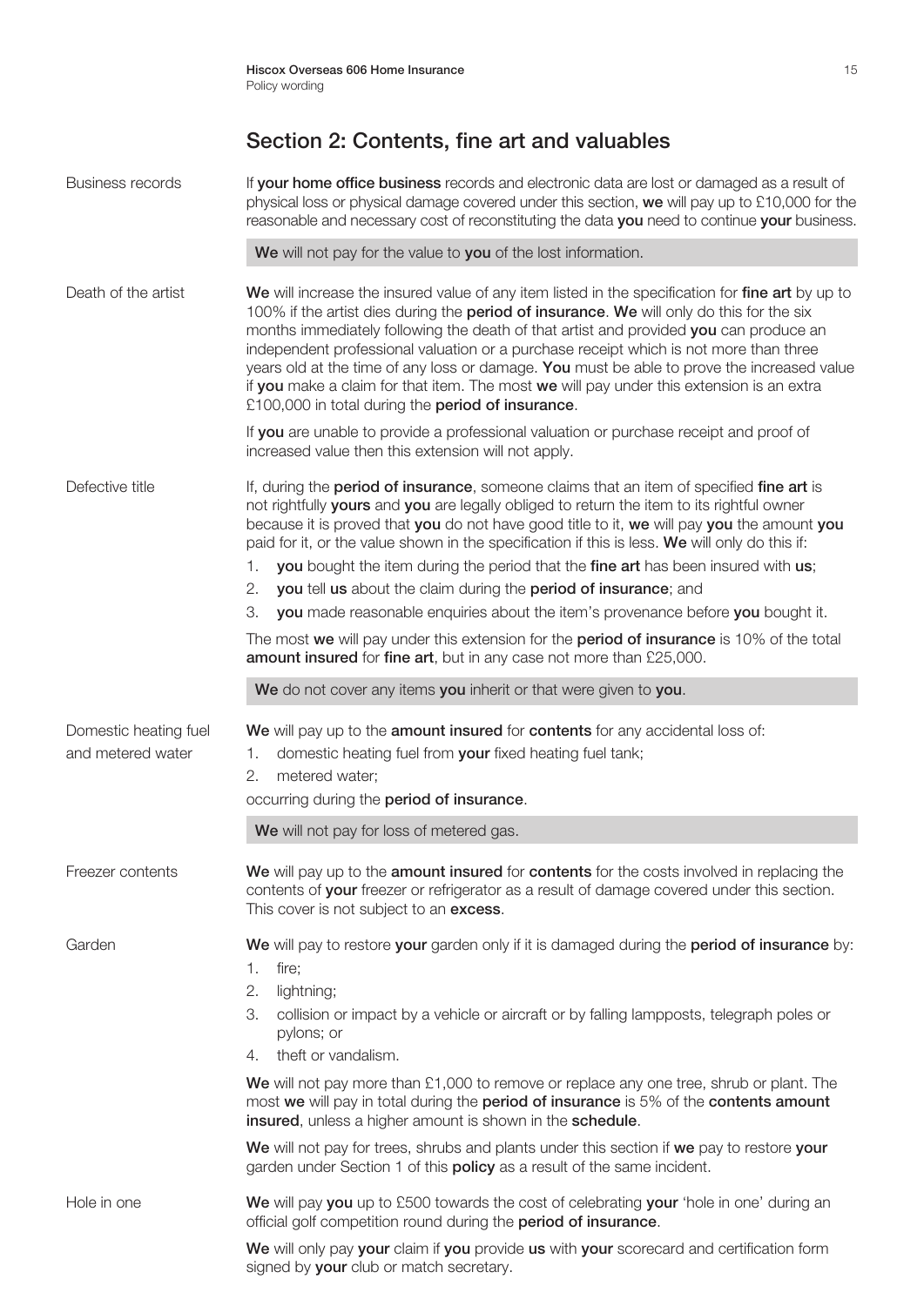## Section 2: Contents, fine art and valuables

**Business records**

If **your home office business** records and electronic data are lost or damaged as a result of physical loss or physical damage covered under this section, **we** will pay up to £10,000 for the reasonable and necessary cost of reconstituting the data **you** need to continue **your** business.

**We** will not pay for the value to **you** of the lost information.

**Death of the artist**

**We** will increase the insured value of any item listed in the specification for **fine art** by up to 100% if the artist dies during the **period of insurance**. **We** will only do this for the six months immediately following the death of that artist and provided **you** can produce an independent professional valuation or a purchase receipt which is not more than three years old at the time of any loss or damage. **You** must be able to prove the increased value if **you** make a claim for that item. The most **we** will pay under this extension is an extra £100,000 in total during the **period of insurance**.

If **you** are unable to provide a professional valuation or purchase receipt and proof of increased value then this extension will not apply.

**Defective title**

If, during the **period of insurance**, someone claims that an item of specified **fine art** is not rightfully **yours** and **you** are legally obliged to return the item to its rightful owner because it is proved that **you** do not have good title to it, **we** will pay **you** the amount **you** paid for it, or the value shown in the specification if this is less. **We** will only do this if:

1. **you** bought the item during the period that the **fine art** has been insured with **us**;
2. **you** tell **us** about the claim during the **period of insurance**; and
3. **you** made reasonable enquiries about the item's provenance before **you** bought it.

The most **we** will pay under this extension for the **period of insurance** is 10% of the total **amount insured** for **fine art**, but in any case not more than £25,000.

**We** do not cover any items **you** inherit or that were given to **you**.

**Domestic heating fuel and metered water**

**We** will pay up to the **amount insured** for **contents** for any accidental loss of:

1. domestic heating fuel from **your** fixed heating fuel tank;
2. metered water;

occurring during the **period of insurance**.

**We** will not pay for loss of metered gas.

**Freezer contents**

**We** will pay up to the **amount insured** for **contents** for the costs involved in replacing the contents of **your** freezer or refrigerator as a result of damage covered under this section. This cover is not subject to an **excess**.

**Garden**

**We** will pay to restore **your** garden only if it is damaged during the **period of insurance** by:

1. fire;
2. lightning;
3. collision or impact by a vehicle or aircraft or by falling lampposts, telegraph poles or pylons; or
4. theft or vandalism.

**We** will not pay more than £1,000 to remove or replace any one tree, shrub or plant. The most **we** will pay in total during the **period of insurance** is 5% of the **contents amount insured**, unless a higher amount is shown in the **schedule**.

**We** will not pay for trees, shrubs and plants under this section if **we** pay to restore **your** garden under Section 1 of this **policy** as a result of the same incident.

**Hole in one**

**We** will pay **you** up to £500 towards the cost of celebrating **your** 'hole in one' during an official golf competition round during the **period of insurance**.

**We** will only pay **your** claim if **you** provide **us** with **your** scorecard and certification form signed by **your** club or match secretary.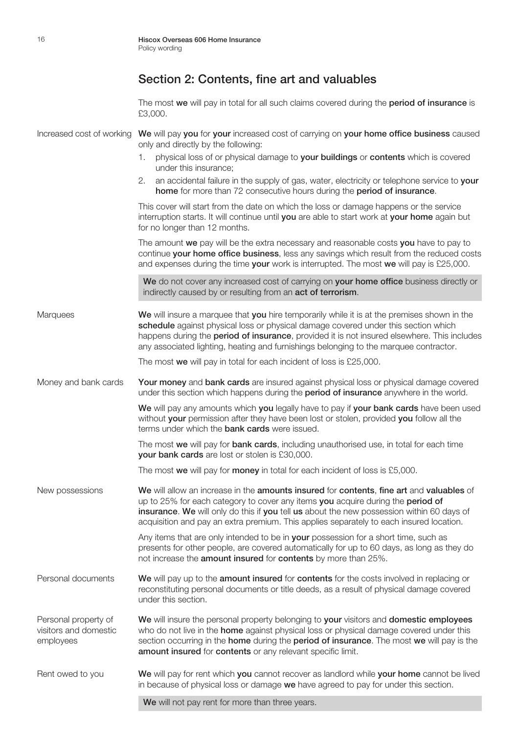## Section 2: Contents, fine art and valuables

The most **we** will pay in total for all such claims covered during the **period of insurance** is £3,000.

**Increased cost of working**

**We** will pay **you** for **your** increased cost of carrying on **your home office business** caused only and directly by the following:

1. physical loss of or physical damage to **your buildings** or **contents** which is covered under this insurance;
2. an accidental failure in the supply of gas, water, electricity or telephone service to **your home** for more than 72 consecutive hours during the **period of insurance**.

This cover will start from the date on which the loss or damage happens or the service interruption starts. It will continue until **you** are able to start work at **your home** again but for no longer than 12 months.

The amount **we** pay will be the extra necessary and reasonable costs **you** have to pay to continue **your home office business**, less any savings which result from the reduced costs and expenses during the time **your** work is interrupted. The most **we** will pay is £25,000.

**We** do not cover any increased cost of carrying on **your home office** business directly or indirectly caused by or resulting from an **act of terrorism**.

**Marquees**

**We** will insure a marquee that **you** hire temporarily while it is at the premises shown in the **schedule** against physical loss or physical damage covered under this section which happens during the **period of insurance**, provided it is not insured elsewhere. This includes any associated lighting, heating and furnishings belonging to the marquee contractor.

The most **we** will pay in total for each incident of loss is £25,000.

**Money and bank cards**

**Your money** and **bank cards** are insured against physical loss or physical damage covered under this section which happens during the **period of insurance** anywhere in the world.

**We** will pay any amounts which **you** legally have to pay if **your bank cards** have been used without **your** permission after they have been lost or stolen, provided **you** follow all the terms under which the **bank cards** were issued.

The most **we** will pay for **bank cards**, including unauthorised use, in total for each time **your bank cards** are lost or stolen is £30,000.

The most **we** will pay for **money** in total for each incident of loss is £5,000.

**New possessions**

**We** will allow an increase in the **amounts insured** for **contents**, **fine art** and **valuables** of up to 25% for each category to cover any items **you** acquire during the **period of insurance**. **We** will only do this if **you** tell **us** about the new possession within 60 days of acquisition and pay an extra premium. This applies separately to each insured location.

Any items that are only intended to be in **your** possession for a short time, such as presents for other people, are covered automatically for up to 60 days, as long as they do not increase the **amount insured** for **contents** by more than 25%.

**Personal documents**

**We** will pay up to the **amount insured** for **contents** for the costs involved in replacing or reconstituting personal documents or title deeds, as a result of physical damage covered under this section.

**Personal property of visitors and domestic employees**

**We** will insure the personal property belonging to **your** visitors and **domestic employees** who do not live in the **home** against physical loss or physical damage covered under this section occurring in the **home** during the **period of insurance**. The most **we** will pay is the **amount insured** for **contents** or any relevant specific limit.

**Rent owed to you**

**We** will pay for rent which **you** cannot recover as landlord while **your home** cannot be lived in because of physical loss or damage **we** have agreed to pay for under this section.

**We** will not pay rent for more than three years.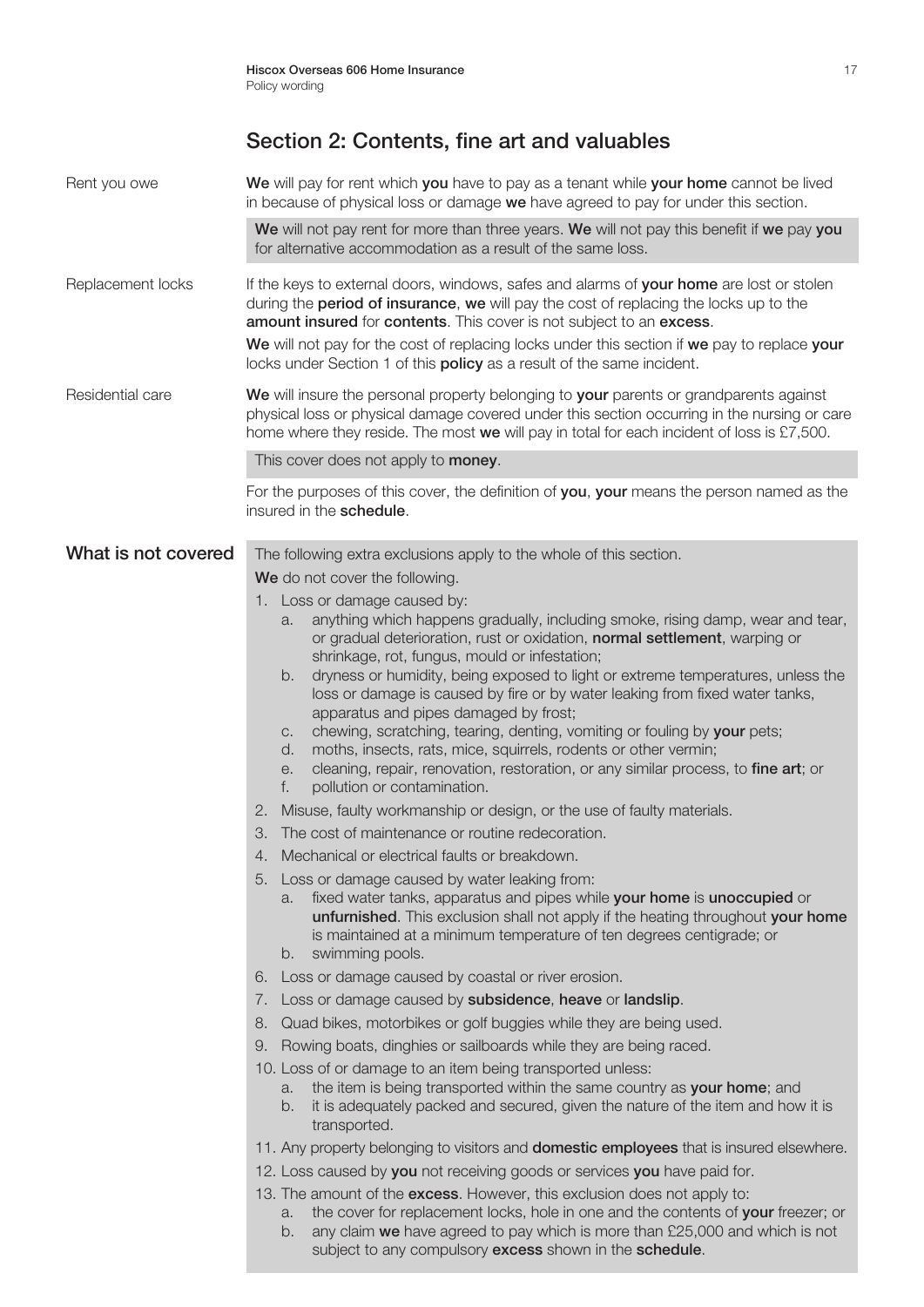## Section 2: Contents, fine art and valuables

**Rent you owe**

**We** will pay for rent which **you** have to pay as a tenant while **your home** cannot be lived in because of physical loss or damage **we** have agreed to pay for under this section.

**We** will not pay rent for more than three years. **We** will not pay this benefit if **we** pay **you** for alternative accommodation as a result of the same loss.

**Replacement locks**

If the keys to external doors, windows, safes and alarms of **your home** are lost or stolen during the **period of insurance**, **we** will pay the cost of replacing the locks up to the **amount insured** for **contents**. This cover is not subject to an **excess**.

**We** will not pay for the cost of replacing locks under this section if **we** pay to replace **your** locks under Section 1 of this **policy** as a result of the same incident.

**Residential care**

**We** will insure the personal property belonging to **your** parents or grandparents against physical loss or physical damage covered under this section occurring in the nursing or care home where they reside. The most **we** will pay in total for each incident of loss is £7,500.

This cover does not apply to **money**.

For the purposes of this cover, the definition of **you**, **your** means the person named as the insured in the **schedule**.

### What is not covered

The following extra exclusions apply to the whole of this section.

**We** do not cover the following.

1. Loss or damage caused by:
   a. anything which happens gradually, including smoke, rising damp, wear and tear, or gradual deterioration, rust or oxidation, **normal settlement**, warping or shrinkage, rot, fungus, mould or infestation;
   b. dryness or humidity, being exposed to light or extreme temperatures, unless the loss or damage is caused by fire or by water leaking from fixed water tanks, apparatus and pipes damaged by frost;
   c. chewing, scratching, tearing, denting, vomiting or fouling by **your** pets;
   d. moths, insects, rats, mice, squirrels, rodents or other vermin;
   e. cleaning, repair, renovation, restoration, or any similar process, to **fine art**; or
   f. pollution or contamination.
2. Misuse, faulty workmanship or design, or the use of faulty materials.
3. The cost of maintenance or routine redecoration.
4. Mechanical or electrical faults or breakdown.
5. Loss or damage caused by water leaking from:
   a. fixed water tanks, apparatus and pipes while **your home** is **unoccupied** or **unfurnished**. This exclusion shall not apply if the heating throughout **your home** is maintained at a minimum temperature of ten degrees centigrade; or
   b. swimming pools.
6. Loss or damage caused by coastal or river erosion.
7. Loss or damage caused by **subsidence**, **heave** or **landslip**.
8. Quad bikes, motorbikes or golf buggies while they are being used.
9. Rowing boats, dinghies or sailboards while they are being raced.
10. Loss of or damage to an item being transported unless:
    a. the item is being transported within the same country as **your home**; and
    b. it is adequately packed and secured, given the nature of the item and how it is transported.
11. Any property belonging to visitors and **domestic employees** that is insured elsewhere.
12. Loss caused by **you** not receiving goods or services **you** have paid for.
13. The amount of the **excess**. However, this exclusion does not apply to:
    a. the cover for replacement locks, hole in one and the contents of **your** freezer; or
    b. any claim **we** have agreed to pay which is more than £25,000 and which is not subject to any compulsory **excess** shown in the **schedule**.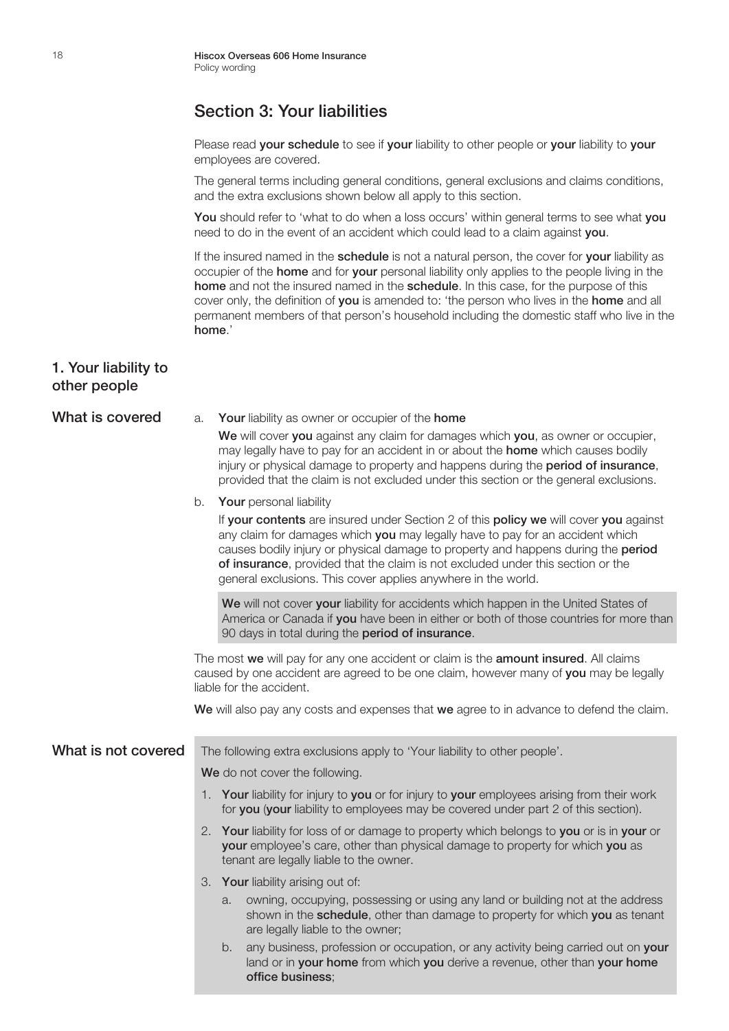# Section 3: Your liabilities

Please read **your schedule** to see if **your** liability to other people or **your** liability to **your** employees are covered.

The general terms including general conditions, general exclusions and claims conditions, and the extra exclusions shown below all apply to this section.

**You** should refer to 'what to do when a loss occurs' within general terms to see what **you** need to do in the event of an accident which could lead to a claim against **you**.

If the insured named in the **schedule** is not a natural person, the cover for **your** liability as occupier of the **home** and for **your** personal liability only applies to the people living in the **home** and not the insured named in the **schedule**. In this case, for the purpose of this cover only, the definition of **you** is amended to: 'the person who lives in the **home** and all permanent members of that person's household including the domestic staff who live in the **home**.'

## 1. Your liability to other people

### What is covered

a. **Your** liability as owner or occupier of the **home**

**We** will cover **you** against any claim for damages which **you**, as owner or occupier, may legally have to pay for an accident in or about the **home** which causes bodily injury or physical damage to property and happens during the **period of insurance**, provided that the claim is not excluded under this section or the general exclusions.

b. **Your** personal liability

If **your contents** are insured under Section 2 of this **policy we** will cover **you** against any claim for damages which **you** may legally have to pay for an accident which causes bodily injury or physical damage to property and happens during the **period of insurance**, provided that the claim is not excluded under this section or the general exclusions. This cover applies anywhere in the world.

**We** will not cover **your** liability for accidents which happen in the United States of America or Canada if **you** have been in either or both of those countries for more than 90 days in total during the **period of insurance**.

The most **we** will pay for any one accident or claim is the **amount insured**. All claims caused by one accident are agreed to be one claim, however many of **you** may be legally liable for the accident.

**We** will also pay any costs and expenses that **we** agree to in advance to defend the claim.

### What is not covered

The following extra exclusions apply to 'Your liability to other people'.

**We** do not cover the following.

1. **Your** liability for injury to **you** or for injury to **your** employees arising from their work for **you** (**your** liability to employees may be covered under part 2 of this section).
2. **Your** liability for loss of or damage to property which belongs to **you** or is in **your** or **your** employee's care, other than physical damage to property for which **you** as tenant are legally liable to the owner.
3. **Your** liability arising out of:
   a. owning, occupying, possessing or using any land or building not at the address shown in the **schedule**, other than damage to property for which **you** as tenant are legally liable to the owner;
   b. any business, profession or occupation, or any activity being carried out on **your** land or in **your home** from which **you** derive a revenue, other than **your home office business**;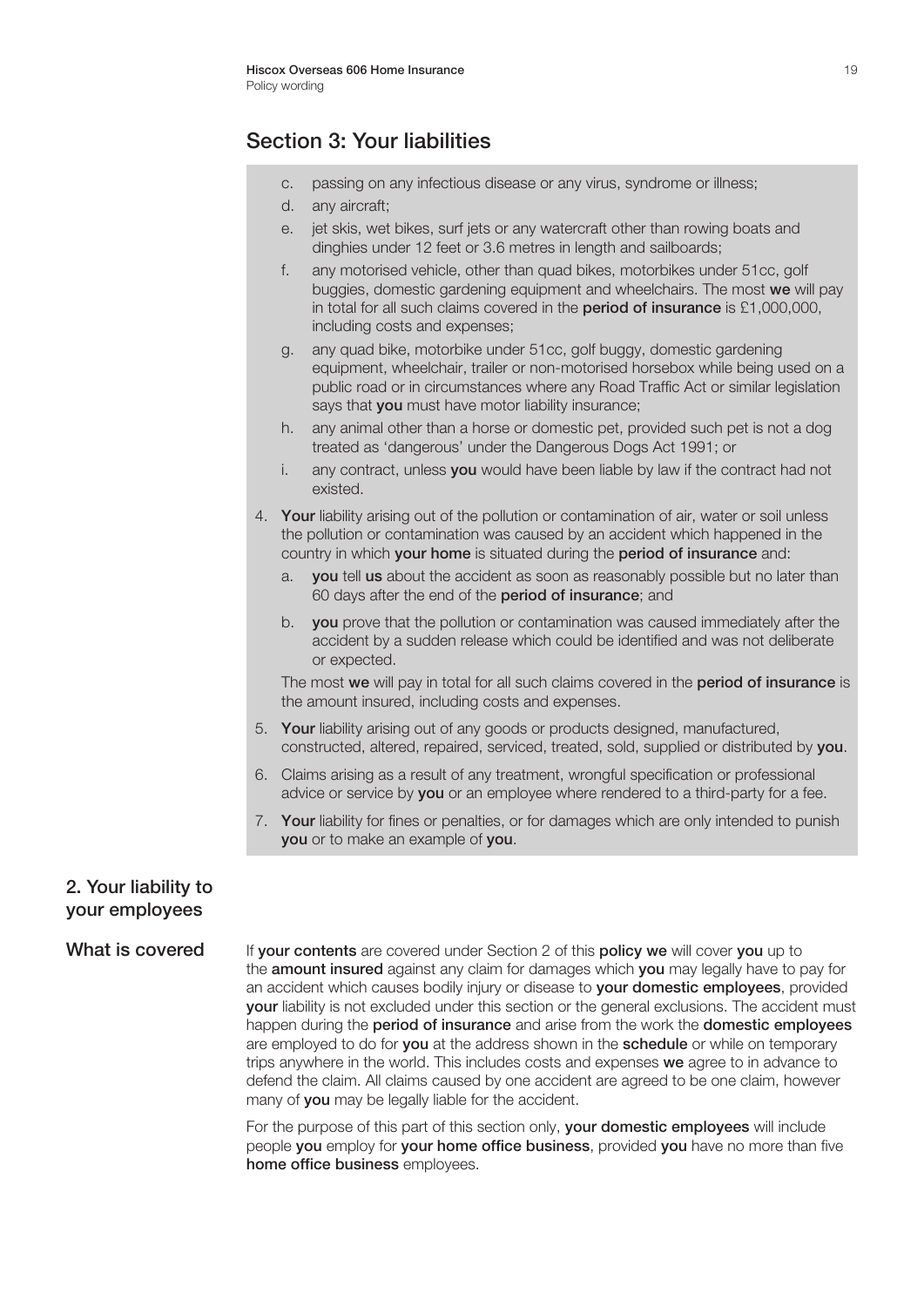## Section 3: Your liabilities

   c. passing on any infectious disease or any virus, syndrome or illness;
   d. any aircraft;
   e. jet skis, wet bikes, surf jets or any watercraft other than rowing boats and dinghies under 12 feet or 3.6 metres in length and sailboards;
   f. any motorised vehicle, other than quad bikes, motorbikes under 51cc, golf buggies, domestic gardening equipment and wheelchairs. The most **we** will pay in total for all such claims covered in the **period of insurance** is £1,000,000, including costs and expenses;
   g. any quad bike, motorbike under 51cc, golf buggy, domestic gardening equipment, wheelchair, trailer or non-motorised horsebox while being used on a public road or in circumstances where any Road Traffic Act or similar legislation says that **you** must have motor liability insurance;
   h. any animal other than a horse or domestic pet, provided such pet is not a dog treated as 'dangerous' under the Dangerous Dogs Act 1991; or
   i. any contract, unless **you** would have been liable by law if the contract had not existed.

4. **Your** liability arising out of the pollution or contamination of air, water or soil unless the pollution or contamination was caused by an accident which happened in the country in which **your home** is situated during the **period of insurance** and:
   a. **you** tell **us** about the accident as soon as reasonably possible but no later than 60 days after the end of the **period of insurance**; and
   b. **you** prove that the pollution or contamination was caused immediately after the accident by a sudden release which could be identified and was not deliberate or expected.

   The most **we** will pay in total for all such claims covered in the **period of insurance** is the amount insured, including costs and expenses.

5. **Your** liability arising out of any goods or products designed, manufactured, constructed, altered, repaired, serviced, treated, sold, supplied or distributed by **you**.
6. Claims arising as a result of any treatment, wrongful specification or professional advice or service by **you** or an employee where rendered to a third-party for a fee.
7. **Your** liability for fines or penalties, or for damages which are only intended to punish **you** or to make an example of **you**.

### 2. Your liability to your employees

#### What is covered

If **your contents** are covered under Section 2 of this **policy we** will cover **you** up to the **amount insured** against any claim for damages which **you** may legally have to pay for an accident which causes bodily injury or disease to **your domestic employees**, provided **your** liability is not excluded under this section or the general exclusions. The accident must happen during the **period of insurance** and arise from the work the **domestic employees** are employed to do for **you** at the address shown in the **schedule** or while on temporary trips anywhere in the world. This includes costs and expenses **we** agree to in advance to defend the claim. All claims caused by one accident are agreed to be one claim, however many of **you** may be legally liable for the accident.

For the purpose of this part of this section only, **your domestic employees** will include people **you** employ for **your home office business**, provided **you** have no more than five **home office business** employees.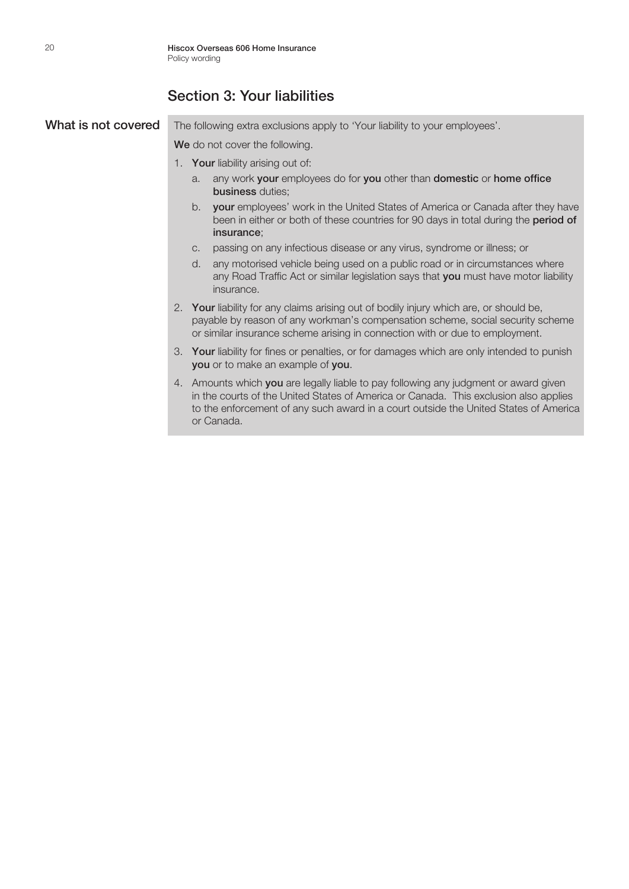## Section 3: Your liabilities

### What is not covered

The following extra exclusions apply to 'Your liability to your employees'.

**We** do not cover the following.

1. **Your** liability arising out of:
   a. any work **your** employees do for **you** other than **domestic** or **home office business** duties;
   b. **your** employees' work in the United States of America or Canada after they have been in either or both of these countries for 90 days in total during the **period of insurance**;
   c. passing on any infectious disease or any virus, syndrome or illness; or
   d. any motorised vehicle being used on a public road or in circumstances where any Road Traffic Act or similar legislation says that **you** must have motor liability insurance.
2. **Your** liability for any claims arising out of bodily injury which are, or should be, payable by reason of any workman's compensation scheme, social security scheme or similar insurance scheme arising in connection with or due to employment.
3. **Your** liability for fines or penalties, or for damages which are only intended to punish **you** or to make an example of **you**.
4. Amounts which **you** are legally liable to pay following any judgment or award given in the courts of the United States of America or Canada. This exclusion also applies to the enforcement of any such award in a court outside the United States of America or Canada.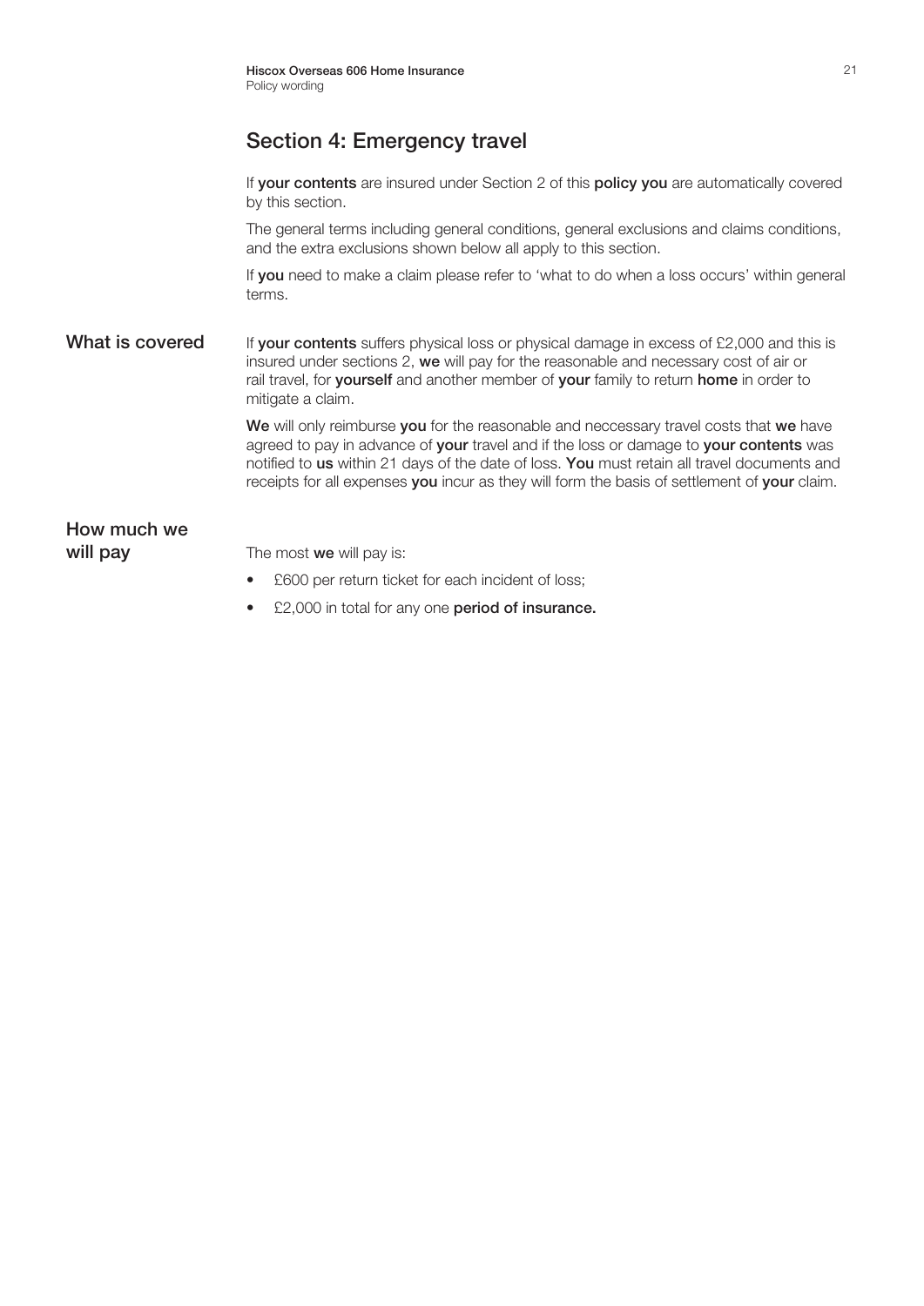## Section 4: Emergency travel

If **your contents** are insured under Section 2 of this **policy you** are automatically covered by this section.

The general terms including general conditions, general exclusions and claims conditions, and the extra exclusions shown below all apply to this section.

If **you** need to make a claim please refer to 'what to do when a loss occurs' within general terms.

### What is covered

If **your contents** suffers physical loss or physical damage in excess of £2,000 and this is insured under sections 2, **we** will pay for the reasonable and necessary cost of air or rail travel, for **yourself** and another member of **your** family to return **home** in order to mitigate a claim.

**We** will only reimburse **you** for the reasonable and neccessary travel costs that **we** have agreed to pay in advance of **your** travel and if the loss or damage to **your contents** was notified to **us** within 21 days of the date of loss. **You** must retain all travel documents and receipts for all expenses **you** incur as they will form the basis of settlement of **your** claim.

### How much we will pay

The most **we** will pay is:

- £600 per return ticket for each incident of loss;
- £2,000 in total for any one **period of insurance.**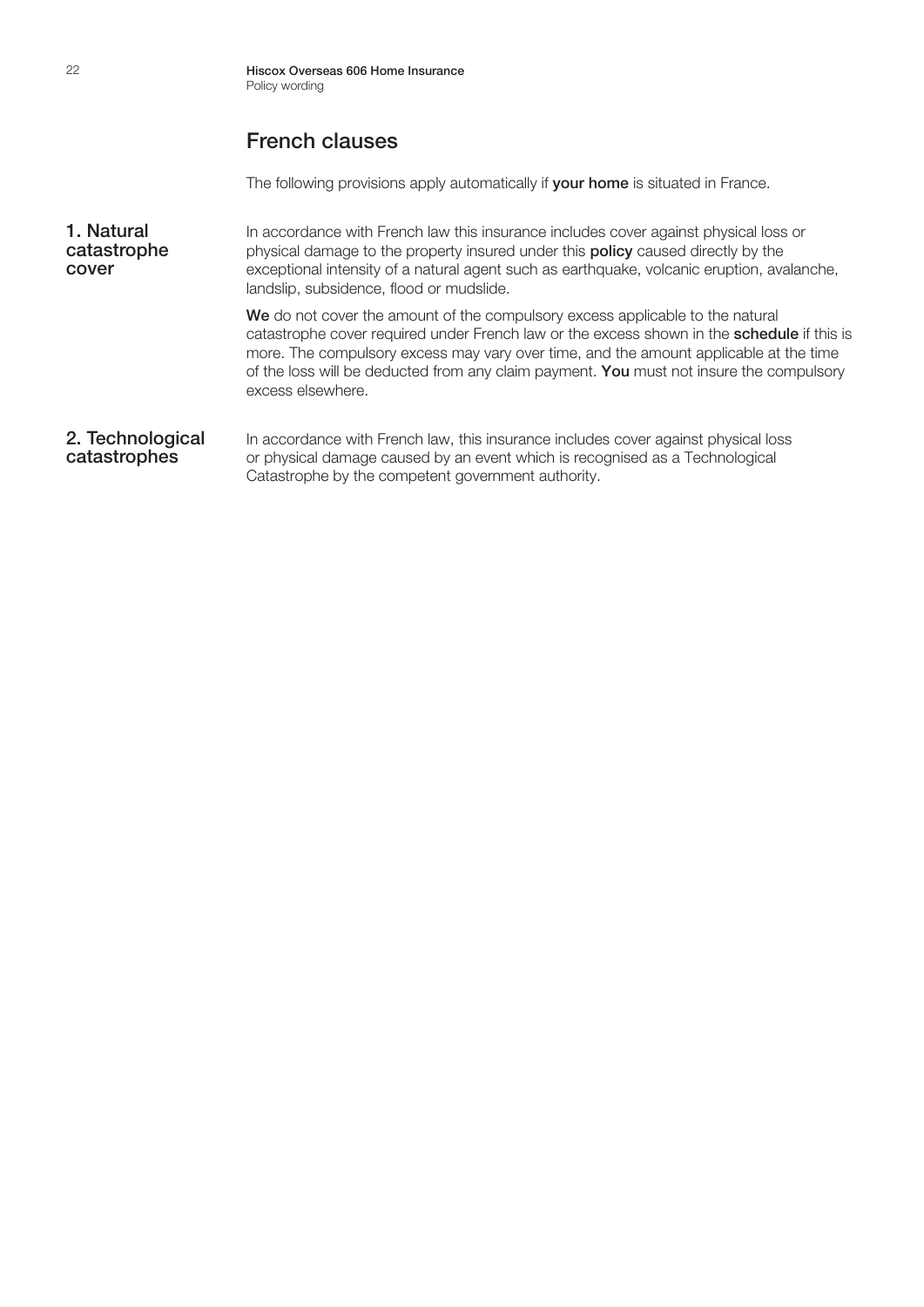## French clauses

The following provisions apply automatically if **your home** is situated in France.

### 1. Natural catastrophe cover

In accordance with French law this insurance includes cover against physical loss or physical damage to the property insured under this **policy** caused directly by the exceptional intensity of a natural agent such as earthquake, volcanic eruption, avalanche, landslip, subsidence, flood or mudslide.

**We** do not cover the amount of the compulsory excess applicable to the natural catastrophe cover required under French law or the excess shown in the **schedule** if this is more. The compulsory excess may vary over time, and the amount applicable at the time of the loss will be deducted from any claim payment. **You** must not insure the compulsory excess elsewhere.

### 2. Technological catastrophes

In accordance with French law, this insurance includes cover against physical loss or physical damage caused by an event which is recognised as a Technological Catastrophe by the competent government authority.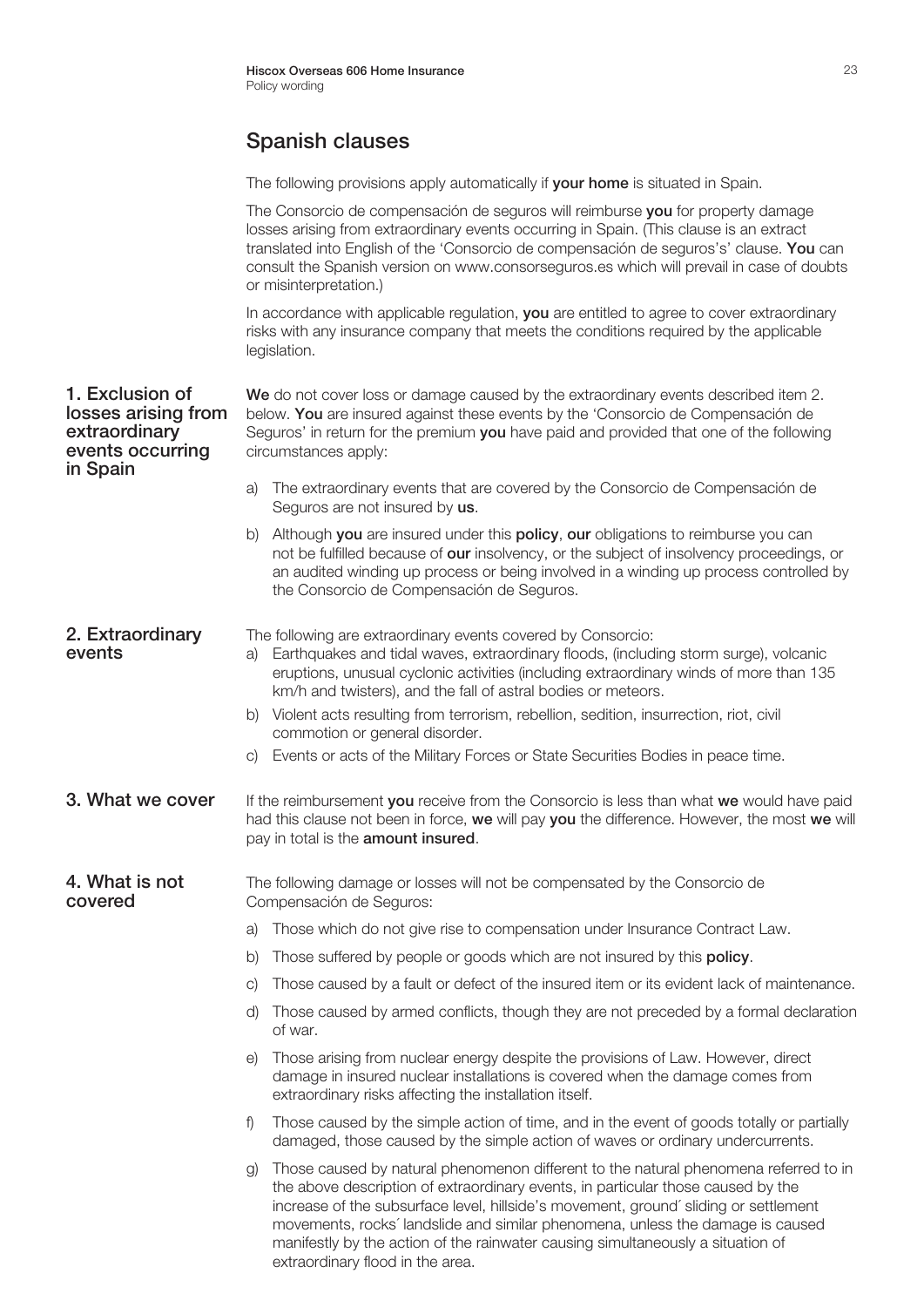## Spanish clauses

The following provisions apply automatically if **your home** is situated in Spain.

The Consorcio de compensación de seguros will reimburse **you** for property damage losses arising from extraordinary events occurring in Spain. (This clause is an extract translated into English of the 'Consorcio de compensación de seguros's' clause. **You** can consult the Spanish version on www.consorseguros.es which will prevail in case of doubts or misinterpretation.)

In accordance with applicable regulation, **you** are entitled to agree to cover extraordinary risks with any insurance company that meets the conditions required by the applicable legislation.

### 1. Exclusion of losses arising from extraordinary events occurring in Spain

**We** do not cover loss or damage caused by the extraordinary events described item 2. below. **You** are insured against these events by the 'Consorcio de Compensación de Seguros' in return for the premium **you** have paid and provided that one of the following circumstances apply:

a) The extraordinary events that are covered by the Consorcio de Compensación de Seguros are not insured by **us**.

b) Although **you** are insured under this **policy**, **our** obligations to reimburse you can not be fulfilled because of **our** insolvency, or the subject of insolvency proceedings, or an audited winding up process or being involved in a winding up process controlled by the Consorcio de Compensación de Seguros.

### 2. Extraordinary events

The following are extraordinary events covered by Consorcio:

a) Earthquakes and tidal waves, extraordinary floods, (including storm surge), volcanic eruptions, unusual cyclonic activities (including extraordinary winds of more than 135 km/h and twisters), and the fall of astral bodies or meteors.

b) Violent acts resulting from terrorism, rebellion, sedition, insurrection, riot, civil commotion or general disorder.

c) Events or acts of the Military Forces or State Securities Bodies in peace time.

### 3. What we cover

If the reimbursement **you** receive from the Consorcio is less than what **we** would have paid had this clause not been in force, **we** will pay **you** the difference. However, the most **we** will pay in total is the **amount insured**.

### 4. What is not covered

The following damage or losses will not be compensated by the Consorcio de Compensación de Seguros:

a) Those which do not give rise to compensation under Insurance Contract Law.

b) Those suffered by people or goods which are not insured by this **policy**.

c) Those caused by a fault or defect of the insured item or its evident lack of maintenance.

d) Those caused by armed conflicts, though they are not preceded by a formal declaration of war.

e) Those arising from nuclear energy despite the provisions of Law. However, direct damage in insured nuclear installations is covered when the damage comes from extraordinary risks affecting the installation itself.

f) Those caused by the simple action of time, and in the event of goods totally or partially damaged, those caused by the simple action of waves or ordinary undercurrents.

g) Those caused by natural phenomenon different to the natural phenomena referred to in the above description of extraordinary events, in particular those caused by the increase of the subsurface level, hillside's movement, ground´ sliding or settlement movements, rocks´ landslide and similar phenomena, unless the damage is caused manifestly by the action of the rainwater causing simultaneously a situation of extraordinary flood in the area.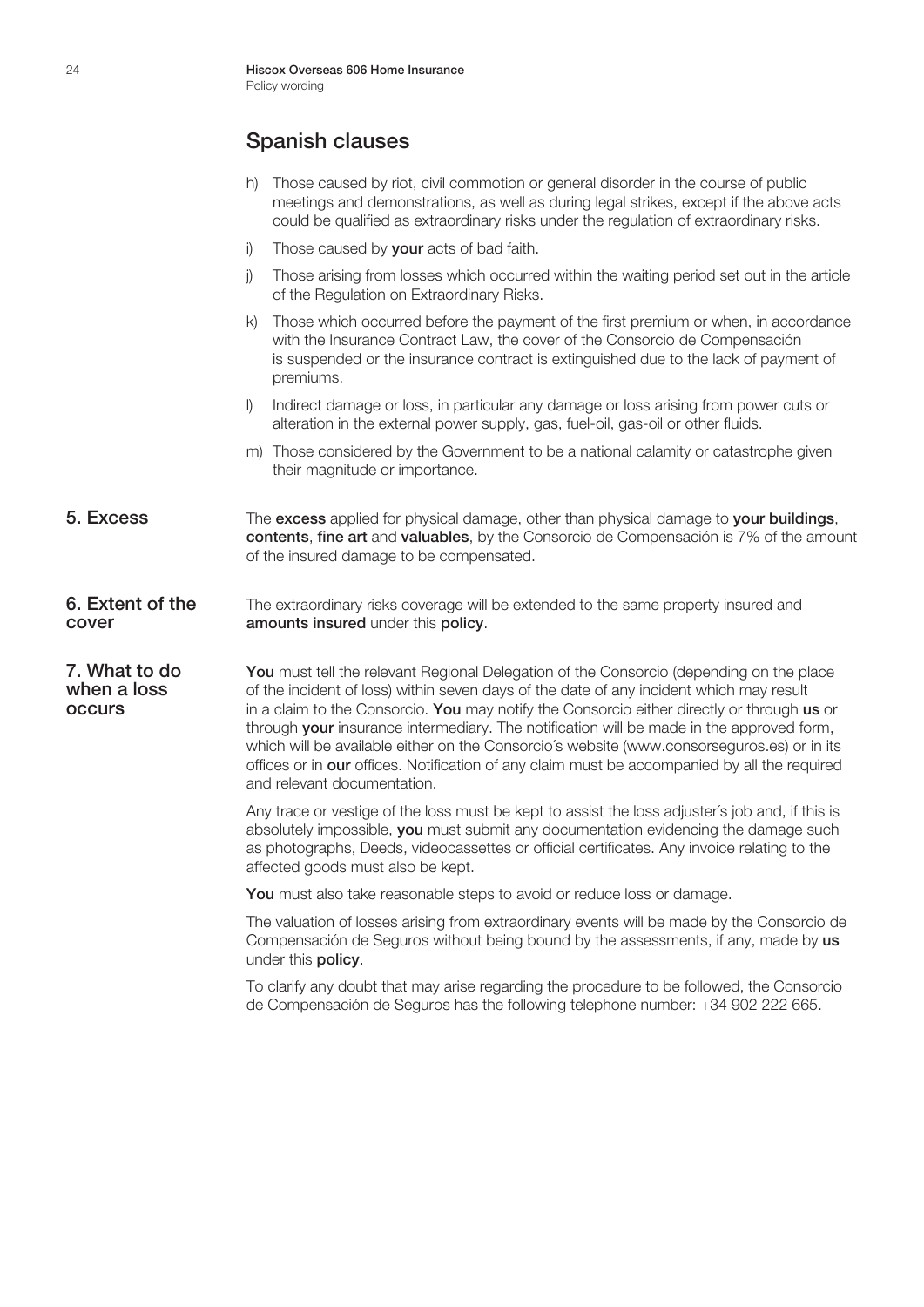## Spanish clauses

h) Those caused by riot, civil commotion or general disorder in the course of public meetings and demonstrations, as well as during legal strikes, except if the above acts could be qualified as extraordinary risks under the regulation of extraordinary risks.

i) Those caused by **your** acts of bad faith.

j) Those arising from losses which occurred within the waiting period set out in the article of the Regulation on Extraordinary Risks.

k) Those which occurred before the payment of the first premium or when, in accordance with the Insurance Contract Law, the cover of the Consorcio de Compensación is suspended or the insurance contract is extinguished due to the lack of payment of premiums.

l) Indirect damage or loss, in particular any damage or loss arising from power cuts or alteration in the external power supply, gas, fuel-oil, gas-oil or other fluids.

m) Those considered by the Government to be a national calamity or catastrophe given their magnitude or importance.

### 5. Excess

The **excess** applied for physical damage, other than physical damage to **your buildings**, **contents**, **fine art** and **valuables**, by the Consorcio de Compensación is 7% of the amount of the insured damage to be compensated.

### 6. Extent of the cover

The extraordinary risks coverage will be extended to the same property insured and **amounts insured** under this **policy**.

### 7. What to do when a loss occurs

**You** must tell the relevant Regional Delegation of the Consorcio (depending on the place of the incident of loss) within seven days of the date of any incident which may result in a claim to the Consorcio. **You** may notify the Consorcio either directly or through **us** or through **your** insurance intermediary. The notification will be made in the approved form, which will be available either on the Consorcio´s website (www.consorseguros.es) or in its offices or in **our** offices. Notification of any claim must be accompanied by all the required and relevant documentation.

Any trace or vestige of the loss must be kept to assist the loss adjuster´s job and, if this is absolutely impossible, **you** must submit any documentation evidencing the damage such as photographs, Deeds, videocassettes or official certificates. Any invoice relating to the affected goods must also be kept.

**You** must also take reasonable steps to avoid or reduce loss or damage.

The valuation of losses arising from extraordinary events will be made by the Consorcio de Compensación de Seguros without being bound by the assessments, if any, made by **us** under this **policy**.

To clarify any doubt that may arise regarding the procedure to be followed, the Consorcio de Compensación de Seguros has the following telephone number: +34 902 222 665.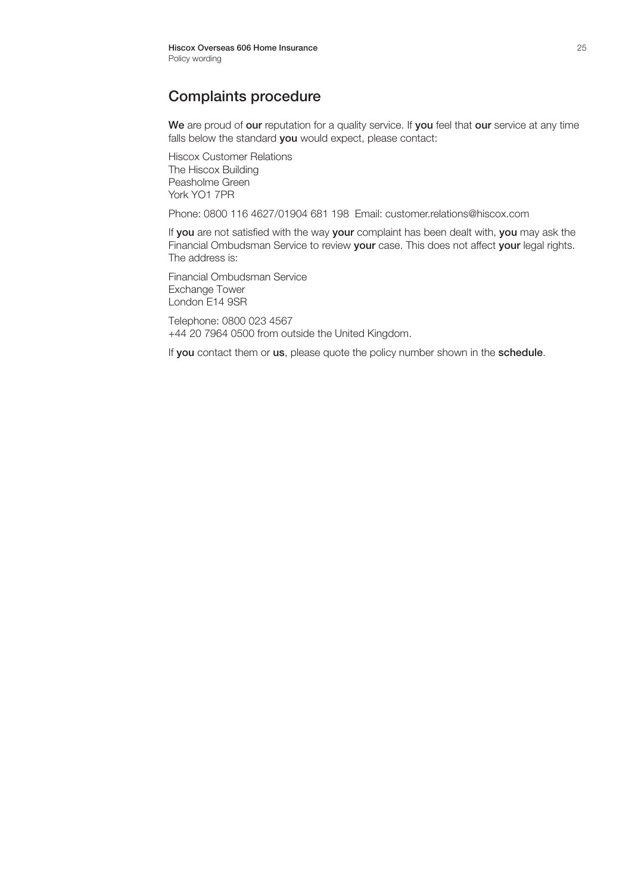## Complaints procedure

**We** are proud of **our** reputation for a quality service. If **you** feel that **our** service at any time falls below the standard **you** would expect, please contact:

Hiscox Customer Relations
The Hiscox Building
Peasholme Green
York YO1 7PR

Phone: 0800 116 4627/01904 681 198  Email: customer.relations@hiscox.com

If **you** are not satisfied with the way **your** complaint has been dealt with, **you** may ask the Financial Ombudsman Service to review **your** case. This does not affect **your** legal rights. The address is:

Financial Ombudsman Service
Exchange Tower
London E14 9SR

Telephone: 0800 023 4567
+44 20 7964 0500 from outside the United Kingdom.

If **you** contact them or **us**, please quote the policy number shown in the **schedule**.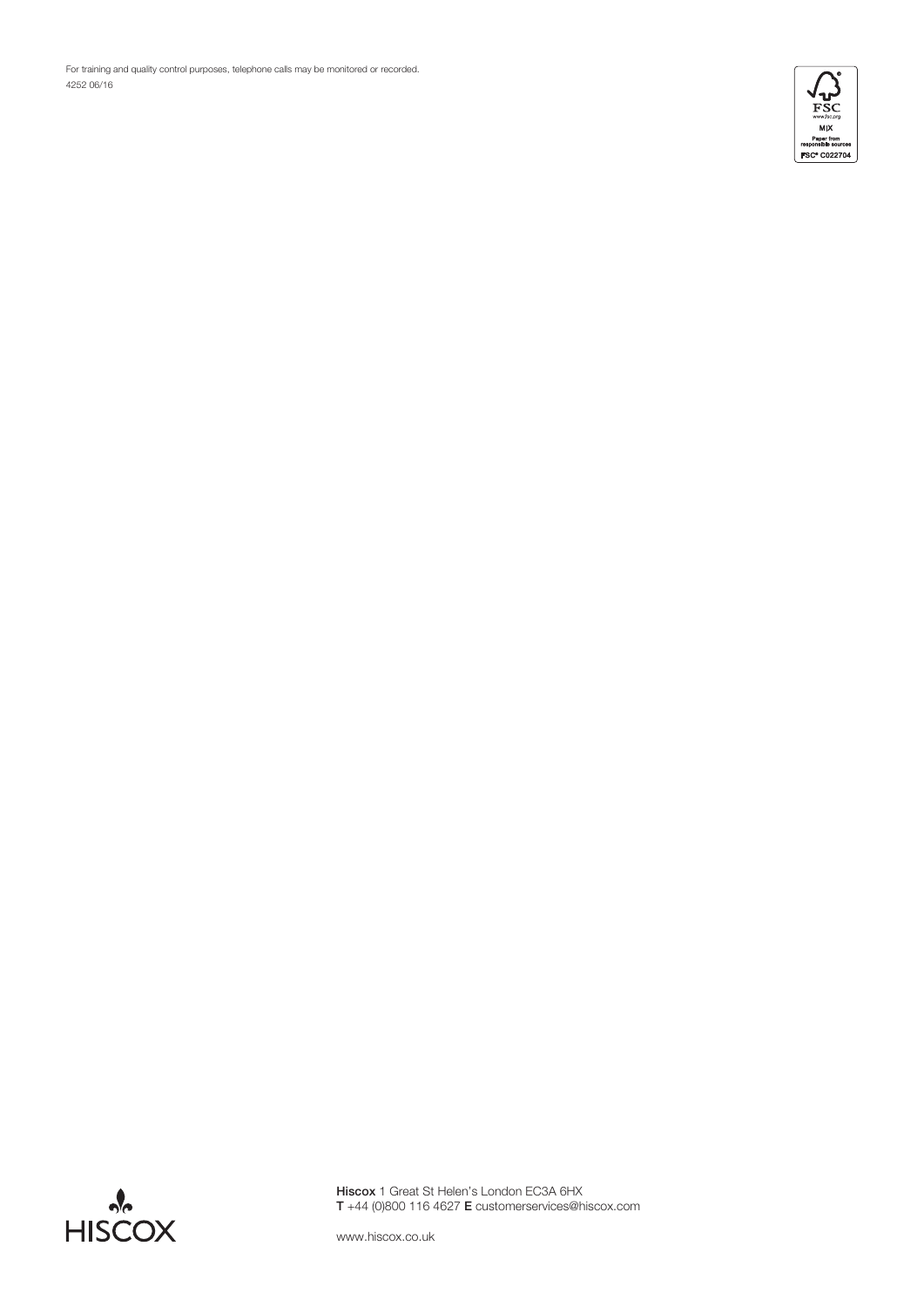For training and quality control purposes, telephone calls may be monitored or recorded.

4252 06/16

FSC
www.fsc.org
MIX
Paper from responsible sources
FSC® C022704

HISCOX

**Hiscox** 1 Great St Helen's London EC3A 6HX
**T** +44 (0)800 116 4627 **E** customerservices@hiscox.com

www.hiscox.co.uk